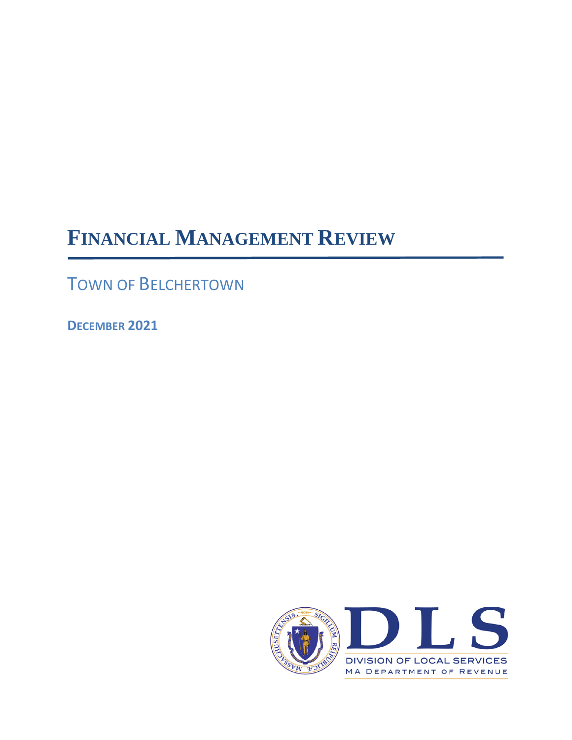# FINANCIAL MANAGEMENT REVIEW

## TOWN OF BELCHERTOWN

**DECEMBER 2021**

DLS

DIVISION OF LOCAL SERVICES

MA DEPARTMENT OF REVENUE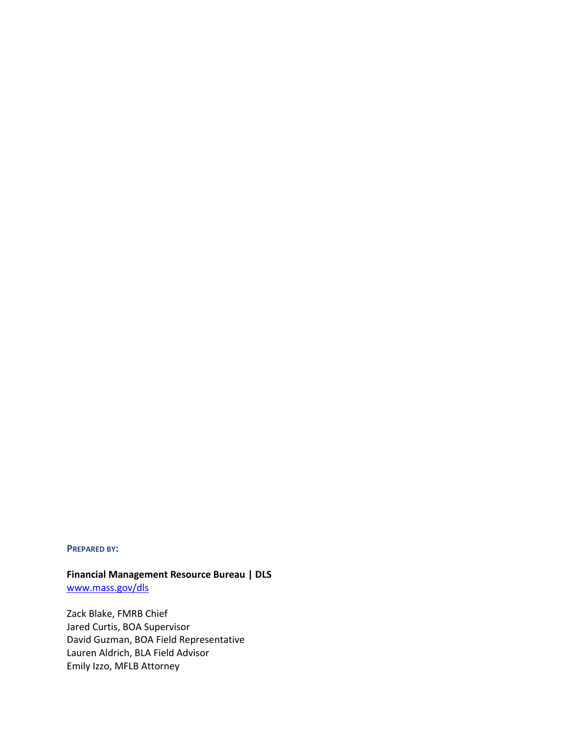**PREPARED BY:**

**Financial Management Resource Bureau | DLS**
www.mass.gov/dls

Zack Blake, FMRB Chief
Jared Curtis, BOA Supervisor
David Guzman, BOA Field Representative
Lauren Aldrich, BLA Field Advisor
Emily Izzo, MFLB Attorney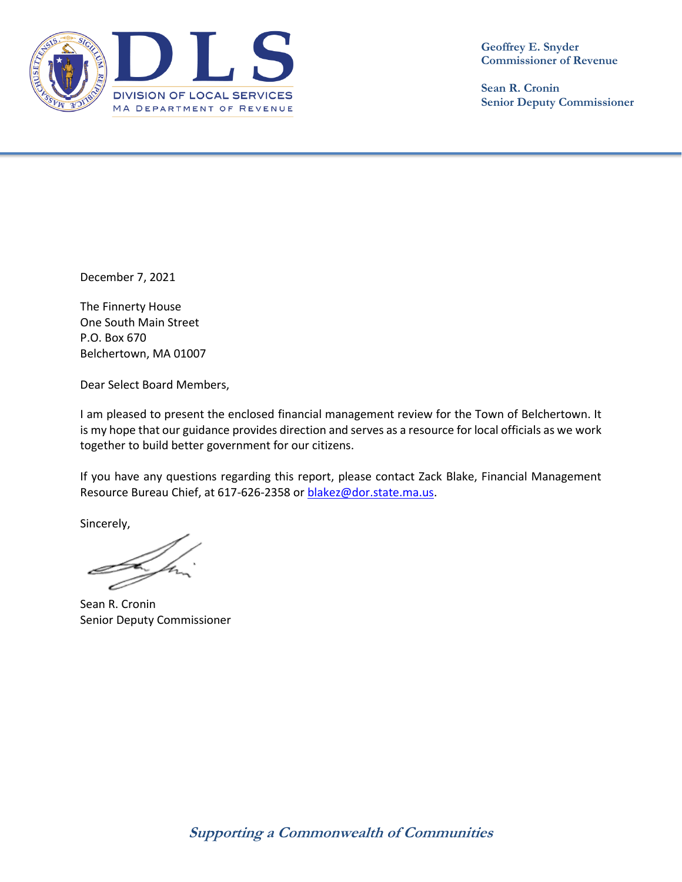Geoffrey E. Snyder
Commissioner of Revenue

Sean R. Cronin
Senior Deputy Commissioner

December 7, 2021

The Finnerty House
One South Main Street
P.O. Box 670
Belchertown, MA 01007

Dear Select Board Members,

I am pleased to present the enclosed financial management review for the Town of Belchertown. It is my hope that our guidance provides direction and serves as a resource for local officials as we work together to build better government for our citizens.

If you have any questions regarding this report, please contact Zack Blake, Financial Management Resource Bureau Chief, at 617-626-2358 or blakez@dor.state.ma.us.

Sincerely,

Sean R. Cronin
Senior Deputy Commissioner

*Supporting a Commonwealth of Communities*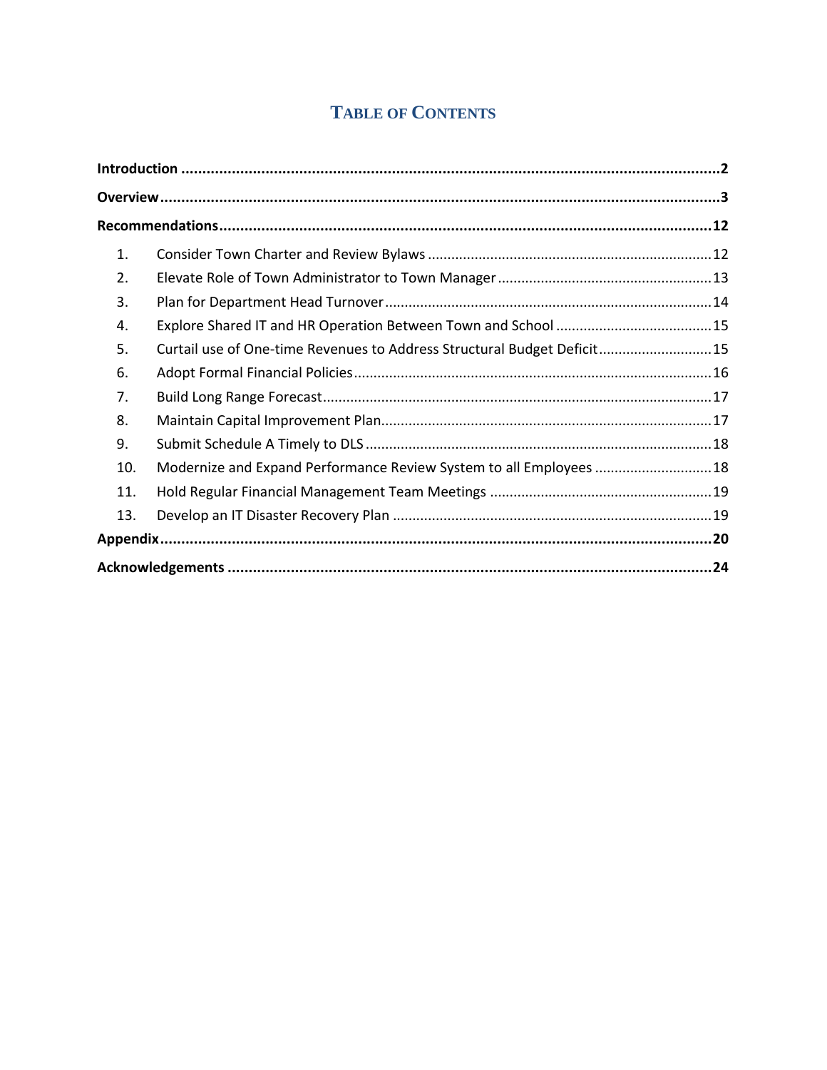# Table of Contents

**Introduction** ..... **2**

**Overview** ..... **3**

**Recommendations** ..... **12**

1. Consider Town Charter and Review Bylaws ..... 12
2. Elevate Role of Town Administrator to Town Manager ..... 13
3. Plan for Department Head Turnover ..... 14
4. Explore Shared IT and HR Operation Between Town and School ..... 15
5. Curtail use of One-time Revenues to Address Structural Budget Deficit ..... 15
6. Adopt Formal Financial Policies ..... 16
7. Build Long Range Forecast ..... 17
8. Maintain Capital Improvement Plan ..... 17
9. Submit Schedule A Timely to DLS ..... 18
10. Modernize and Expand Performance Review System to all Employees ..... 18
11. Hold Regular Financial Management Team Meetings ..... 19

13\. Develop an IT Disaster Recovery Plan ..... 19

**Appendix** ..... **20**

**Acknowledgements** ..... **24**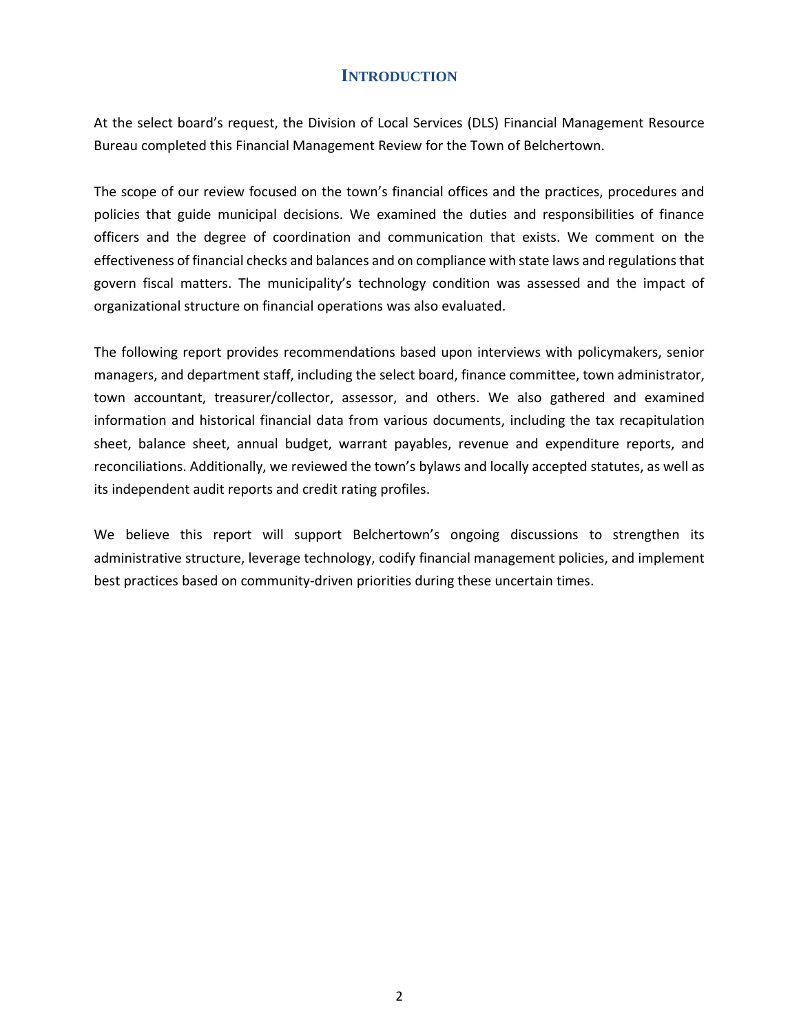# INTRODUCTION

At the select board's request, the Division of Local Services (DLS) Financial Management Resource Bureau completed this Financial Management Review for the Town of Belchertown.

The scope of our review focused on the town's financial offices and the practices, procedures and policies that guide municipal decisions. We examined the duties and responsibilities of finance officers and the degree of coordination and communication that exists. We comment on the effectiveness of financial checks and balances and on compliance with state laws and regulations that govern fiscal matters. The municipality's technology condition was assessed and the impact of organizational structure on financial operations was also evaluated.

The following report provides recommendations based upon interviews with policymakers, senior managers, and department staff, including the select board, finance committee, town administrator, town accountant, treasurer/collector, assessor, and others. We also gathered and examined information and historical financial data from various documents, including the tax recapitulation sheet, balance sheet, annual budget, warrant payables, revenue and expenditure reports, and reconciliations. Additionally, we reviewed the town's bylaws and locally accepted statutes, as well as its independent audit reports and credit rating profiles.

We believe this report will support Belchertown's ongoing discussions to strengthen its administrative structure, leverage technology, codify financial management policies, and implement best practices based on community-driven priorities during these uncertain times.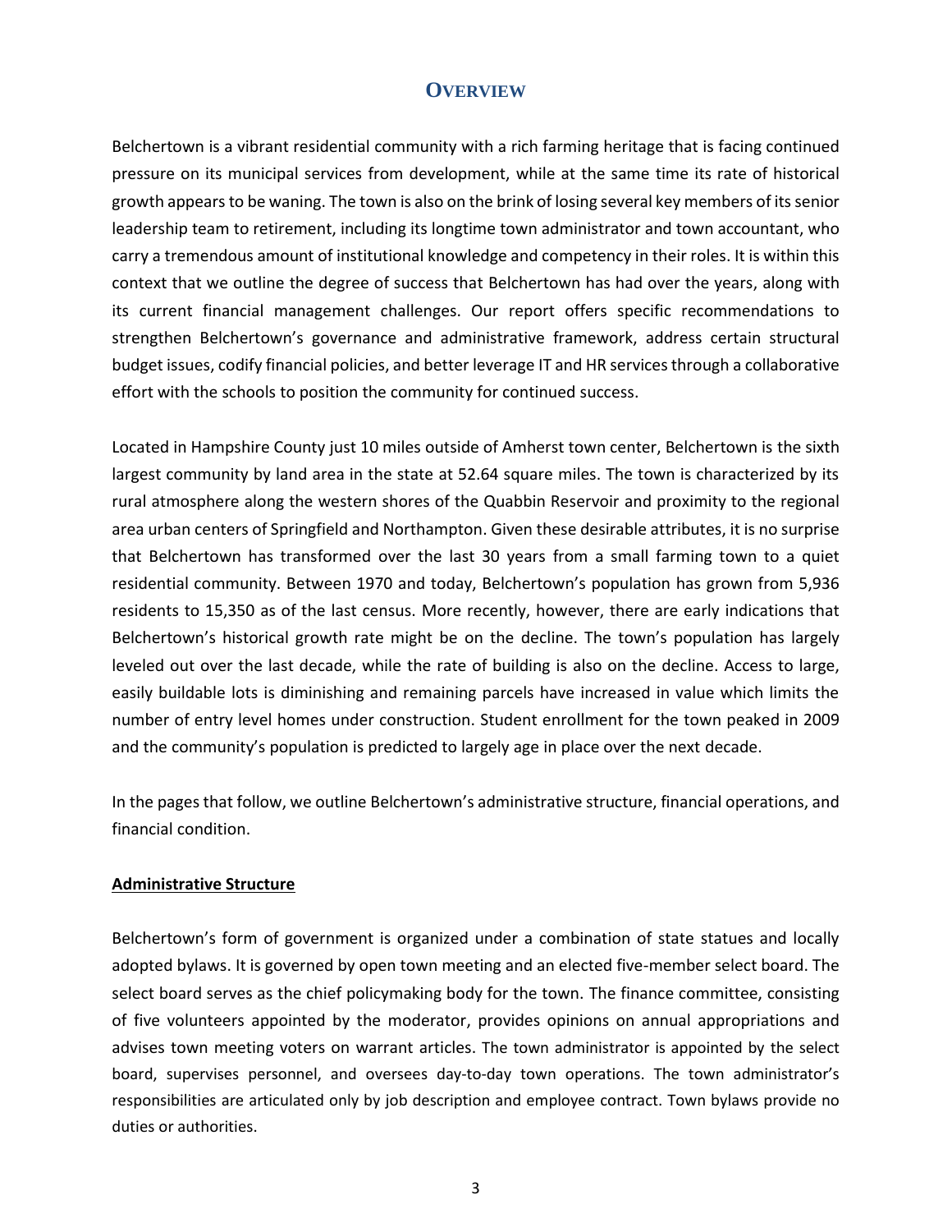# Overview

Belchertown is a vibrant residential community with a rich farming heritage that is facing continued pressure on its municipal services from development, while at the same time its rate of historical growth appears to be waning. The town is also on the brink of losing several key members of its senior leadership team to retirement, including its longtime town administrator and town accountant, who carry a tremendous amount of institutional knowledge and competency in their roles. It is within this context that we outline the degree of success that Belchertown has had over the years, along with its current financial management challenges. Our report offers specific recommendations to strengthen Belchertown's governance and administrative framework, address certain structural budget issues, codify financial policies, and better leverage IT and HR services through a collaborative effort with the schools to position the community for continued success.

Located in Hampshire County just 10 miles outside of Amherst town center, Belchertown is the sixth largest community by land area in the state at 52.64 square miles. The town is characterized by its rural atmosphere along the western shores of the Quabbin Reservoir and proximity to the regional area urban centers of Springfield and Northampton. Given these desirable attributes, it is no surprise that Belchertown has transformed over the last 30 years from a small farming town to a quiet residential community. Between 1970 and today, Belchertown's population has grown from 5,936 residents to 15,350 as of the last census. More recently, however, there are early indications that Belchertown's historical growth rate might be on the decline. The town's population has largely leveled out over the last decade, while the rate of building is also on the decline. Access to large, easily buildable lots is diminishing and remaining parcels have increased in value which limits the number of entry level homes under construction. Student enrollment for the town peaked in 2009 and the community's population is predicted to largely age in place over the next decade.

In the pages that follow, we outline Belchertown's administrative structure, financial operations, and financial condition.

## Administrative Structure

Belchertown's form of government is organized under a combination of state statues and locally adopted bylaws. It is governed by open town meeting and an elected five-member select board. The select board serves as the chief policymaking body for the town. The finance committee, consisting of five volunteers appointed by the moderator, provides opinions on annual appropriations and advises town meeting voters on warrant articles. The town administrator is appointed by the select board, supervises personnel, and oversees day-to-day town operations. The town administrator's responsibilities are articulated only by job description and employee contract. Town bylaws provide no duties or authorities.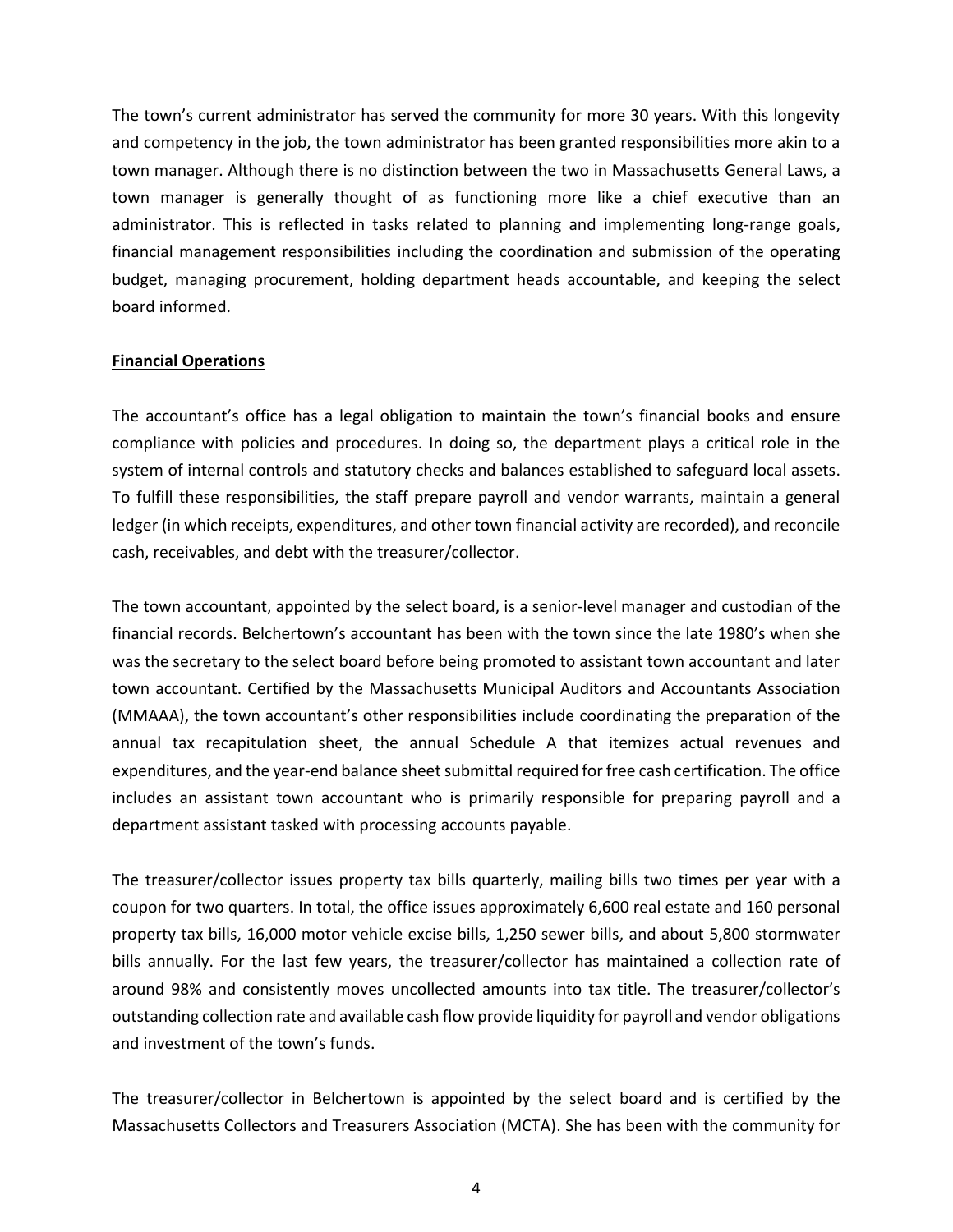The town's current administrator has served the community for more 30 years. With this longevity and competency in the job, the town administrator has been granted responsibilities more akin to a town manager. Although there is no distinction between the two in Massachusetts General Laws, a town manager is generally thought of as functioning more like a chief executive than an administrator. This is reflected in tasks related to planning and implementing long-range goals, financial management responsibilities including the coordination and submission of the operating budget, managing procurement, holding department heads accountable, and keeping the select board informed.

## Financial Operations

The accountant's office has a legal obligation to maintain the town's financial books and ensure compliance with policies and procedures. In doing so, the department plays a critical role in the system of internal controls and statutory checks and balances established to safeguard local assets. To fulfill these responsibilities, the staff prepare payroll and vendor warrants, maintain a general ledger (in which receipts, expenditures, and other town financial activity are recorded), and reconcile cash, receivables, and debt with the treasurer/collector.

The town accountant, appointed by the select board, is a senior-level manager and custodian of the financial records. Belchertown's accountant has been with the town since the late 1980's when she was the secretary to the select board before being promoted to assistant town accountant and later town accountant. Certified by the Massachusetts Municipal Auditors and Accountants Association (MMAAA), the town accountant's other responsibilities include coordinating the preparation of the annual tax recapitulation sheet, the annual Schedule A that itemizes actual revenues and expenditures, and the year-end balance sheet submittal required for free cash certification. The office includes an assistant town accountant who is primarily responsible for preparing payroll and a department assistant tasked with processing accounts payable.

The treasurer/collector issues property tax bills quarterly, mailing bills two times per year with a coupon for two quarters. In total, the office issues approximately 6,600 real estate and 160 personal property tax bills, 16,000 motor vehicle excise bills, 1,250 sewer bills, and about 5,800 stormwater bills annually. For the last few years, the treasurer/collector has maintained a collection rate of around 98% and consistently moves uncollected amounts into tax title. The treasurer/collector's outstanding collection rate and available cash flow provide liquidity for payroll and vendor obligations and investment of the town's funds.

The treasurer/collector in Belchertown is appointed by the select board and is certified by the Massachusetts Collectors and Treasurers Association (MCTA). She has been with the community for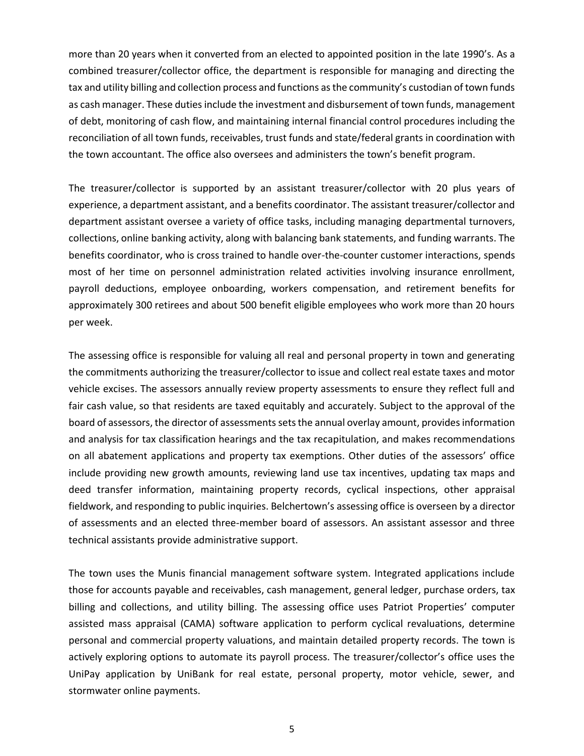more than 20 years when it converted from an elected to appointed position in the late 1990's. As a combined treasurer/collector office, the department is responsible for managing and directing the tax and utility billing and collection process and functions as the community's custodian of town funds as cash manager. These duties include the investment and disbursement of town funds, management of debt, monitoring of cash flow, and maintaining internal financial control procedures including the reconciliation of all town funds, receivables, trust funds and state/federal grants in coordination with the town accountant. The office also oversees and administers the town's benefit program.

The treasurer/collector is supported by an assistant treasurer/collector with 20 plus years of experience, a department assistant, and a benefits coordinator. The assistant treasurer/collector and department assistant oversee a variety of office tasks, including managing departmental turnovers, collections, online banking activity, along with balancing bank statements, and funding warrants. The benefits coordinator, who is cross trained to handle over-the-counter customer interactions, spends most of her time on personnel administration related activities involving insurance enrollment, payroll deductions, employee onboarding, workers compensation, and retirement benefits for approximately 300 retirees and about 500 benefit eligible employees who work more than 20 hours per week.

The assessing office is responsible for valuing all real and personal property in town and generating the commitments authorizing the treasurer/collector to issue and collect real estate taxes and motor vehicle excises. The assessors annually review property assessments to ensure they reflect full and fair cash value, so that residents are taxed equitably and accurately. Subject to the approval of the board of assessors, the director of assessments sets the annual overlay amount, provides information and analysis for tax classification hearings and the tax recapitulation, and makes recommendations on all abatement applications and property tax exemptions. Other duties of the assessors' office include providing new growth amounts, reviewing land use tax incentives, updating tax maps and deed transfer information, maintaining property records, cyclical inspections, other appraisal fieldwork, and responding to public inquiries. Belchertown's assessing office is overseen by a director of assessments and an elected three-member board of assessors. An assistant assessor and three technical assistants provide administrative support.

The town uses the Munis financial management software system. Integrated applications include those for accounts payable and receivables, cash management, general ledger, purchase orders, tax billing and collections, and utility billing. The assessing office uses Patriot Properties' computer assisted mass appraisal (CAMA) software application to perform cyclical revaluations, determine personal and commercial property valuations, and maintain detailed property records. The town is actively exploring options to automate its payroll process. The treasurer/collector's office uses the UniPay application by UniBank for real estate, personal property, motor vehicle, sewer, and stormwater online payments.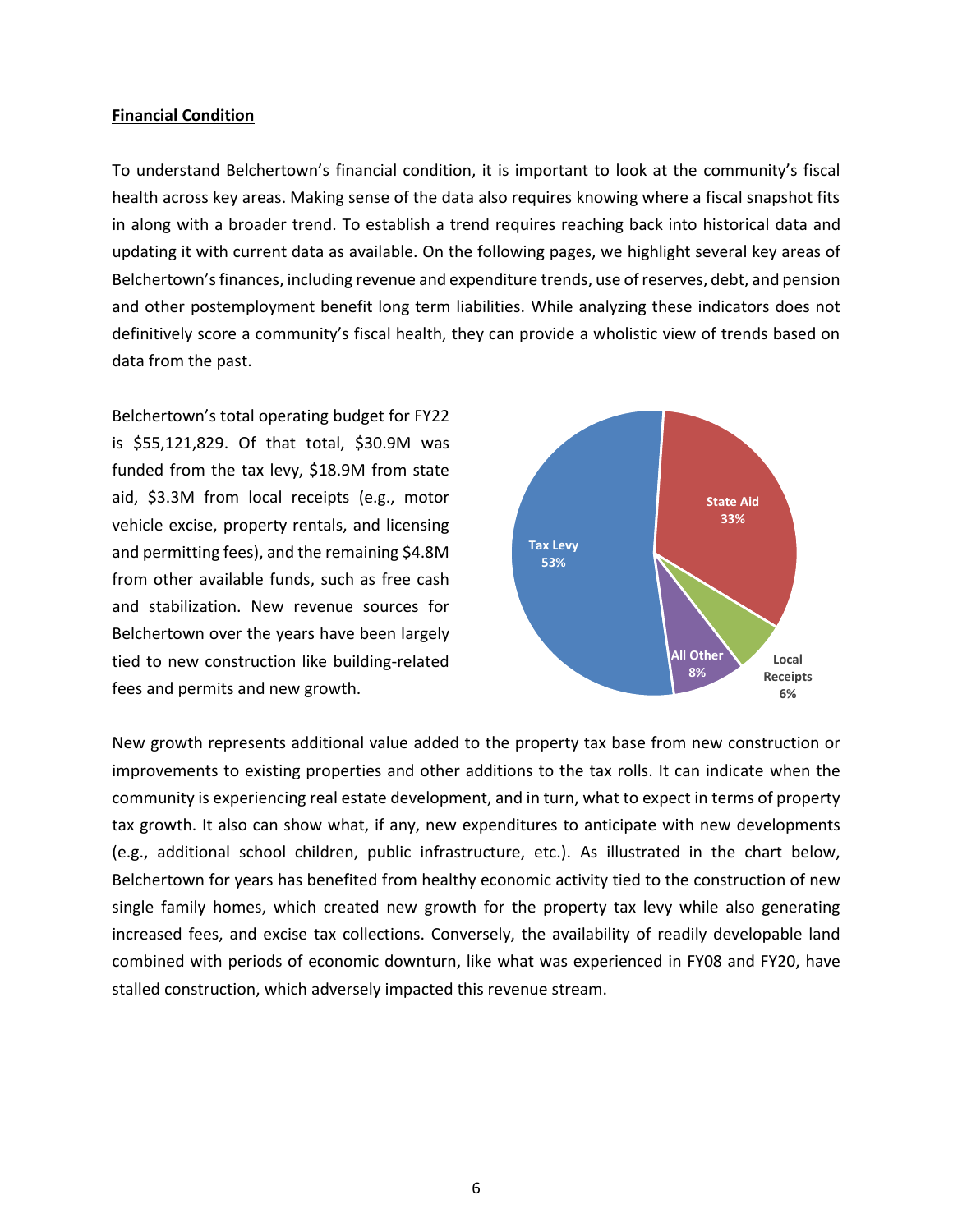**Financial Condition**

To understand Belchertown's financial condition, it is important to look at the community's fiscal health across key areas. Making sense of the data also requires knowing where a fiscal snapshot fits in along with a broader trend. To establish a trend requires reaching back into historical data and updating it with current data as available. On the following pages, we highlight several key areas of Belchertown's finances, including revenue and expenditure trends, use of reserves, debt, and pension and other postemployment benefit long term liabilities. While analyzing these indicators does not definitively score a community's fiscal health, they can provide a wholistic view of trends based on data from the past.

Belchertown's total operating budget for FY22 is $55,121,829. Of that total, $30.9M was funded from the tax levy, $18.9M from state aid, $3.3M from local receipts (e.g., motor vehicle excise, property rentals, and licensing and permitting fees), and the remaining $4.8M from other available funds, such as free cash and stabilization. New revenue sources for Belchertown over the years have been largely tied to new construction like building-related fees and permits and new growth.

Tax Levy 53%
State Aid 33%
Local Receipts 6%
All Other 8%

New growth represents additional value added to the property tax base from new construction or improvements to existing properties and other additions to the tax rolls. It can indicate when the community is experiencing real estate development, and in turn, what to expect in terms of property tax growth. It also can show what, if any, new expenditures to anticipate with new developments (e.g., additional school children, public infrastructure, etc.). As illustrated in the chart below, Belchertown for years has benefited from healthy economic activity tied to the construction of new single family homes, which created new growth for the property tax levy while also generating increased fees, and excise tax collections. Conversely, the availability of readily developable land combined with periods of economic downturn, like what was experienced in FY08 and FY20, have stalled construction, which adversely impacted this revenue stream.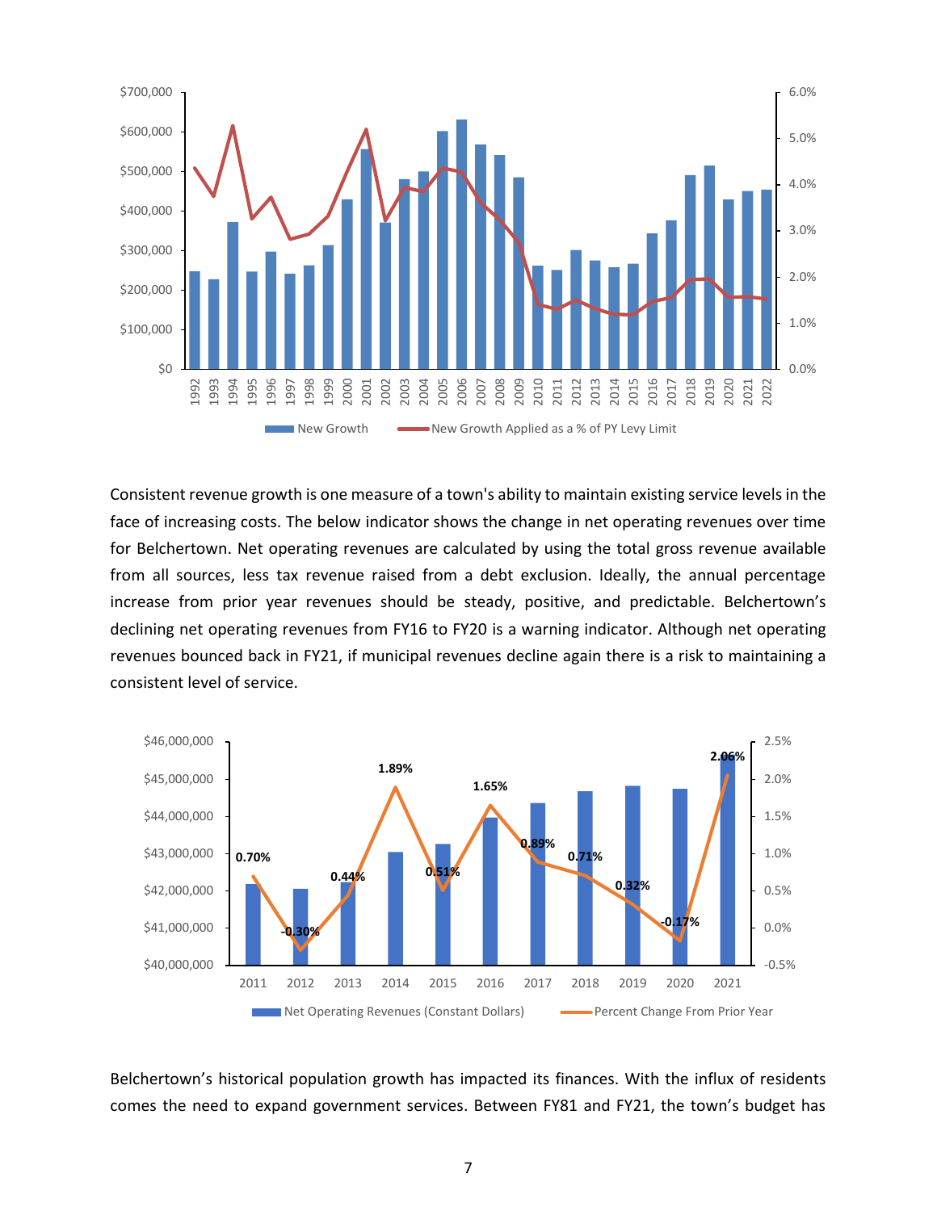Consistent revenue growth is one measure of a town's ability to maintain existing service levels in the face of increasing costs. The below indicator shows the change in net operating revenues over time for Belchertown. Net operating revenues are calculated by using the total gross revenue available from all sources, less tax revenue raised from a debt exclusion. Ideally, the annual percentage increase from prior year revenues should be steady, positive, and predictable. Belchertown's declining net operating revenues from FY16 to FY20 is a warning indicator. Although net operating revenues bounced back in FY21, if municipal revenues decline again there is a risk to maintaining a consistent level of service.

Belchertown's historical population growth has impacted its finances. With the influx of residents comes the need to expand government services. Between FY81 and FY21, the town's budget has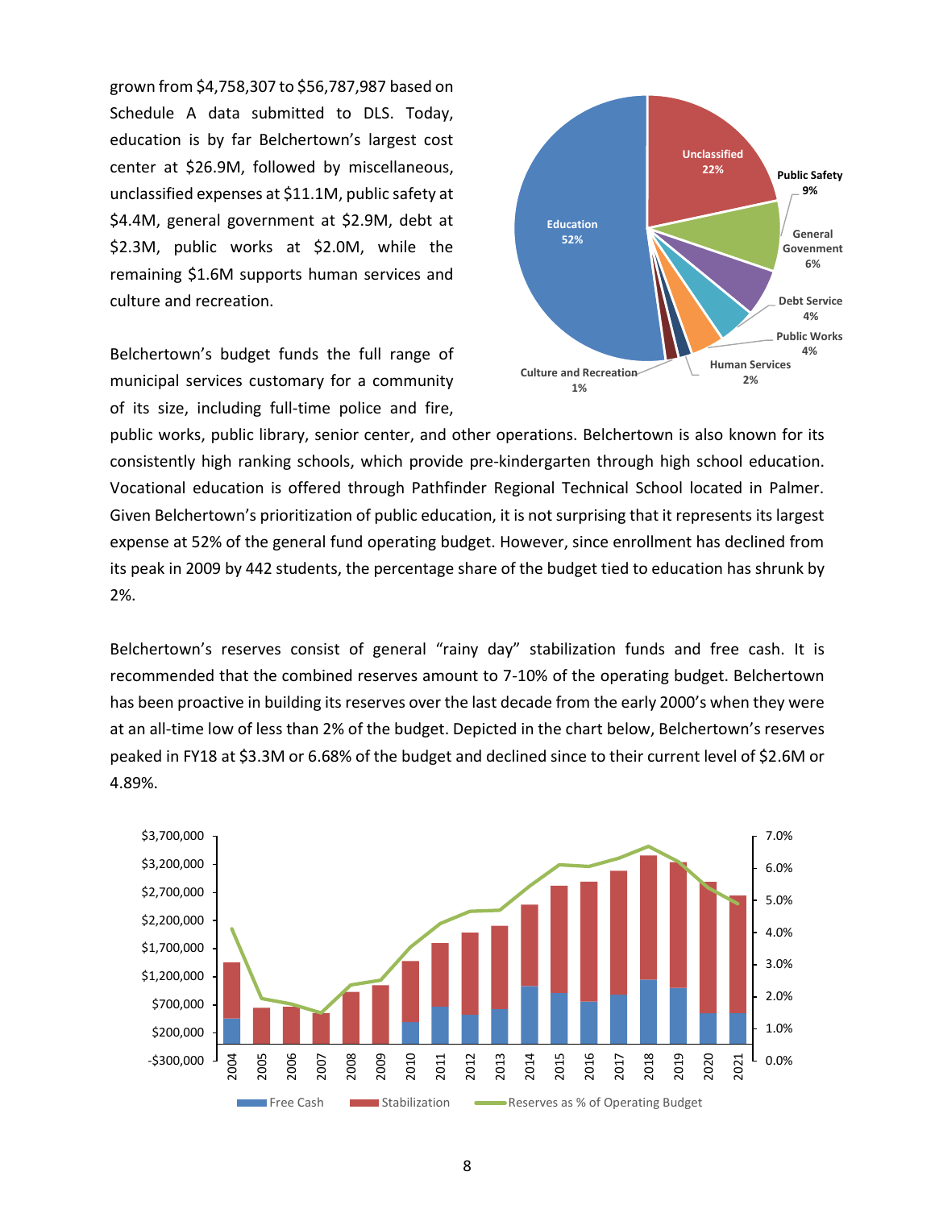grown from $4,758,307 to $56,787,987 based on Schedule A data submitted to DLS. Today, education is by far Belchertown's largest cost center at $26.9M, followed by miscellaneous, unclassified expenses at $11.1M, public safety at $4.4M, general government at $2.9M, debt at $2.3M, public works at $2.0M, while the remaining $1.6M supports human services and culture and recreation.

Belchertown's budget funds the full range of municipal services customary for a community of its size, including full-time police and fire, public works, public library, senior center, and other operations. Belchertown is also known for its consistently high ranking schools, which provide pre-kindergarten through high school education. Vocational education is offered through Pathfinder Regional Technical School located in Palmer. Given Belchertown's prioritization of public education, it is not surprising that it represents its largest expense at 52% of the general fund operating budget. However, since enrollment has declined from its peak in 2009 by 442 students, the percentage share of the budget tied to education has shrunk by 2%.

Belchertown's reserves consist of general "rainy day" stabilization funds and free cash. It is recommended that the combined reserves amount to 7-10% of the operating budget. Belchertown has been proactive in building its reserves over the last decade from the early 2000's when they were at an all-time low of less than 2% of the budget. Depicted in the chart below, Belchertown's reserves peaked in FY18 at $3.3M or 6.68% of the budget and declined since to their current level of $2.6M or 4.89%.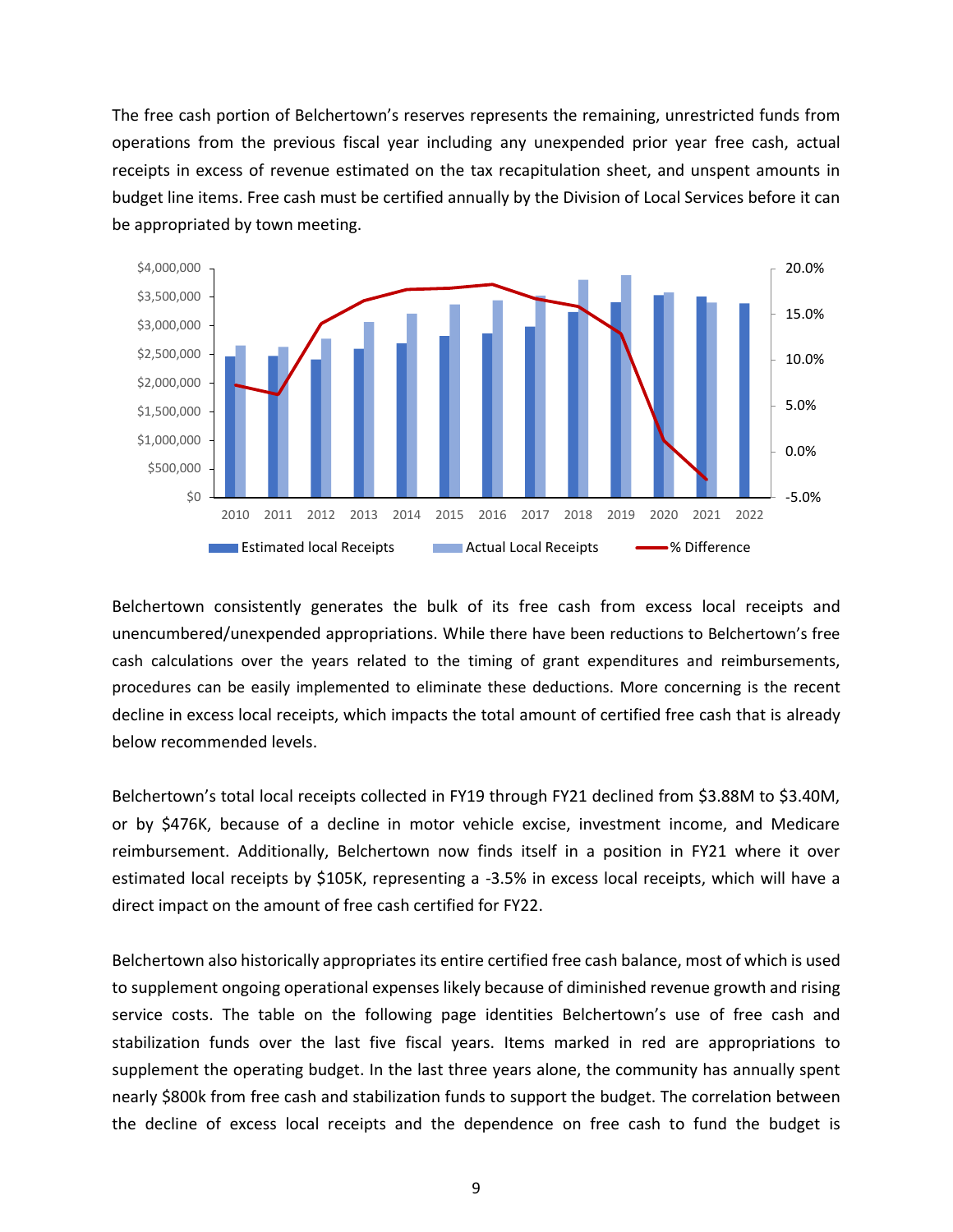The free cash portion of Belchertown's reserves represents the remaining, unrestricted funds from operations from the previous fiscal year including any unexpended prior year free cash, actual receipts in excess of revenue estimated on the tax recapitulation sheet, and unspent amounts in budget line items. Free cash must be certified annually by the Division of Local Services before it can be appropriated by town meeting.

Belchertown consistently generates the bulk of its free cash from excess local receipts and unencumbered/unexpended appropriations. While there have been reductions to Belchertown's free cash calculations over the years related to the timing of grant expenditures and reimbursements, procedures can be easily implemented to eliminate these deductions. More concerning is the recent decline in excess local receipts, which impacts the total amount of certified free cash that is already below recommended levels.

Belchertown's total local receipts collected in FY19 through FY21 declined from $3.88M to $3.40M, or by $476K, because of a decline in motor vehicle excise, investment income, and Medicare reimbursement. Additionally, Belchertown now finds itself in a position in FY21 where it over estimated local receipts by $105K, representing a -3.5% in excess local receipts, which will have a direct impact on the amount of free cash certified for FY22.

Belchertown also historically appropriates its entire certified free cash balance, most of which is used to supplement ongoing operational expenses likely because of diminished revenue growth and rising service costs. The table on the following page identities Belchertown's use of free cash and stabilization funds over the last five fiscal years. Items marked in red are appropriations to supplement the operating budget. In the last three years alone, the community has annually spent nearly $800k from free cash and stabilization funds to support the budget. The correlation between the decline of excess local receipts and the dependence on free cash to fund the budget is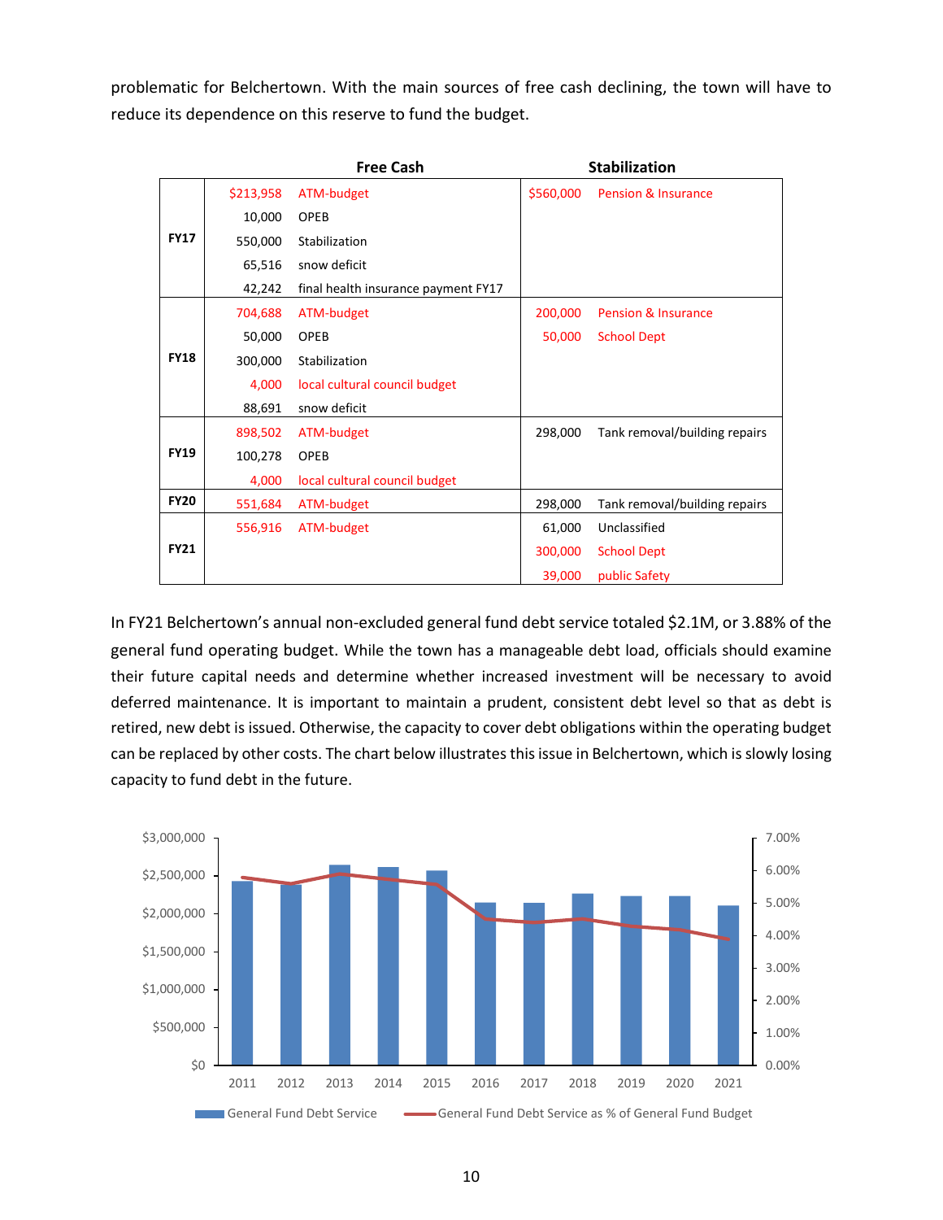problematic for Belchertown. With the main sources of free cash declining, the town will have to reduce its dependence on this reserve to fund the budget.

| | Free Cash | | Stabilization | |
|---|---|---|---|---|
| FY17 | $213,958 | ATM-budget | $560,000 | Pension & Insurance |
| | 10,000 | OPEB | | |
| | 550,000 | Stabilization | | |
| | 65,516 | snow deficit | | |
| | 42,242 | final health insurance payment FY17 | | |
| FY18 | 704,688 | ATM-budget | 200,000 | Pension & Insurance |
| | 50,000 | OPEB | 50,000 | School Dept |
| | 300,000 | Stabilization | | |
| | 4,000 | local cultural council budget | | |
| | 88,691 | snow deficit | | |
| FY19 | 898,502 | ATM-budget | 298,000 | Tank removal/building repairs |
| | 100,278 | OPEB | | |
| | 4,000 | local cultural council budget | | |
| FY20 | 551,684 | ATM-budget | 298,000 | Tank removal/building repairs |
| FY21 | 556,916 | ATM-budget | 61,000 | Unclassified |
| | | | 300,000 | School Dept |
| | | | 39,000 | public Safety |

In FY21 Belchertown's annual non-excluded general fund debt service totaled $2.1M, or 3.88% of the general fund operating budget. While the town has a manageable debt load, officials should examine their future capital needs and determine whether increased investment will be necessary to avoid deferred maintenance. It is important to maintain a prudent, consistent debt level so that as debt is retired, new debt is issued. Otherwise, the capacity to cover debt obligations within the operating budget can be replaced by other costs. The chart below illustrates this issue in Belchertown, which is slowly losing capacity to fund debt in the future.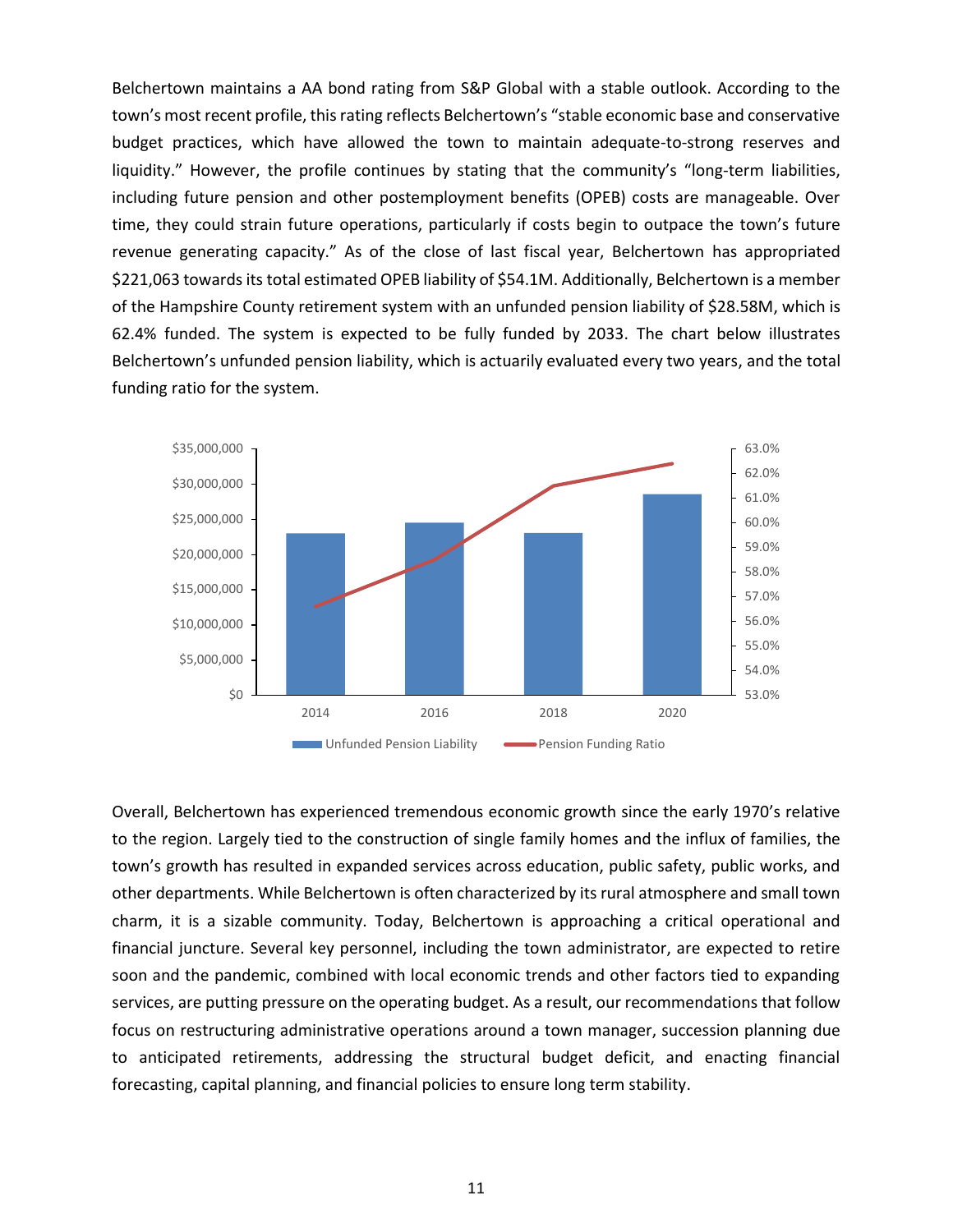Belchertown maintains a AA bond rating from S&P Global with a stable outlook. According to the town's most recent profile, this rating reflects Belchertown's "stable economic base and conservative budget practices, which have allowed the town to maintain adequate-to-strong reserves and liquidity." However, the profile continues by stating that the community's "long-term liabilities, including future pension and other postemployment benefits (OPEB) costs are manageable. Over time, they could strain future operations, particularly if costs begin to outpace the town's future revenue generating capacity." As of the close of last fiscal year, Belchertown has appropriated $221,063 towards its total estimated OPEB liability of $54.1M. Additionally, Belchertown is a member of the Hampshire County retirement system with an unfunded pension liability of $28.58M, which is 62.4% funded. The system is expected to be fully funded by 2033. The chart below illustrates Belchertown's unfunded pension liability, which is actuarily evaluated every two years, and the total funding ratio for the system.

Overall, Belchertown has experienced tremendous economic growth since the early 1970's relative to the region. Largely tied to the construction of single family homes and the influx of families, the town's growth has resulted in expanded services across education, public safety, public works, and other departments. While Belchertown is often characterized by its rural atmosphere and small town charm, it is a sizable community. Today, Belchertown is approaching a critical operational and financial juncture. Several key personnel, including the town administrator, are expected to retire soon and the pandemic, combined with local economic trends and other factors tied to expanding services, are putting pressure on the operating budget. As a result, our recommendations that follow focus on restructuring administrative operations around a town manager, succession planning due to anticipated retirements, addressing the structural budget deficit, and enacting financial forecasting, capital planning, and financial policies to ensure long term stability.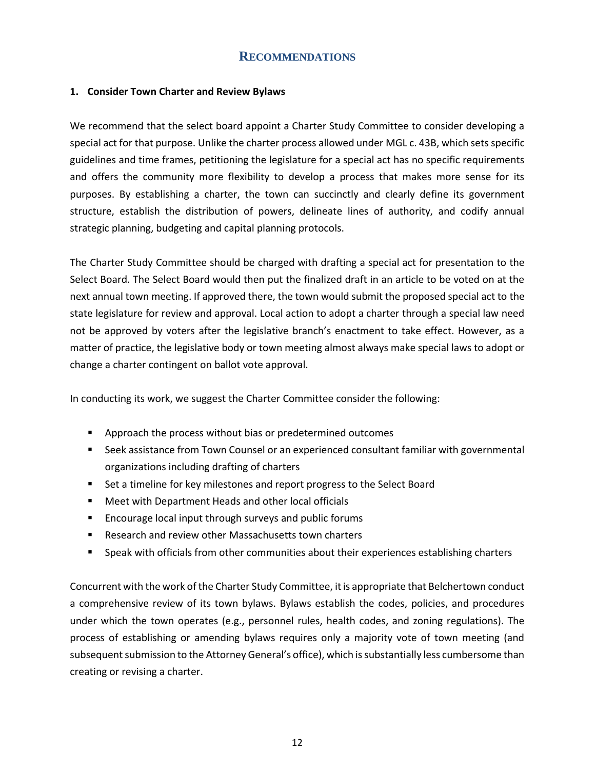## RECOMMENDATIONS

### 1. Consider Town Charter and Review Bylaws

We recommend that the select board appoint a Charter Study Committee to consider developing a special act for that purpose. Unlike the charter process allowed under MGL c. 43B, which sets specific guidelines and time frames, petitioning the legislature for a special act has no specific requirements and offers the community more flexibility to develop a process that makes more sense for its purposes. By establishing a charter, the town can succinctly and clearly define its government structure, establish the distribution of powers, delineate lines of authority, and codify annual strategic planning, budgeting and capital planning protocols.

The Charter Study Committee should be charged with drafting a special act for presentation to the Select Board. The Select Board would then put the finalized draft in an article to be voted on at the next annual town meeting. If approved there, the town would submit the proposed special act to the state legislature for review and approval. Local action to adopt a charter through a special law need not be approved by voters after the legislative branch's enactment to take effect. However, as a matter of practice, the legislative body or town meeting almost always make special laws to adopt or change a charter contingent on ballot vote approval.

In conducting its work, we suggest the Charter Committee consider the following:

- Approach the process without bias or predetermined outcomes
- Seek assistance from Town Counsel or an experienced consultant familiar with governmental organizations including drafting of charters
- Set a timeline for key milestones and report progress to the Select Board
- Meet with Department Heads and other local officials
- Encourage local input through surveys and public forums
- Research and review other Massachusetts town charters
- Speak with officials from other communities about their experiences establishing charters

Concurrent with the work of the Charter Study Committee, it is appropriate that Belchertown conduct a comprehensive review of its town bylaws. Bylaws establish the codes, policies, and procedures under which the town operates (e.g., personnel rules, health codes, and zoning regulations). The process of establishing or amending bylaws requires only a majority vote of town meeting (and subsequent submission to the Attorney General's office), which is substantially less cumbersome than creating or revising a charter.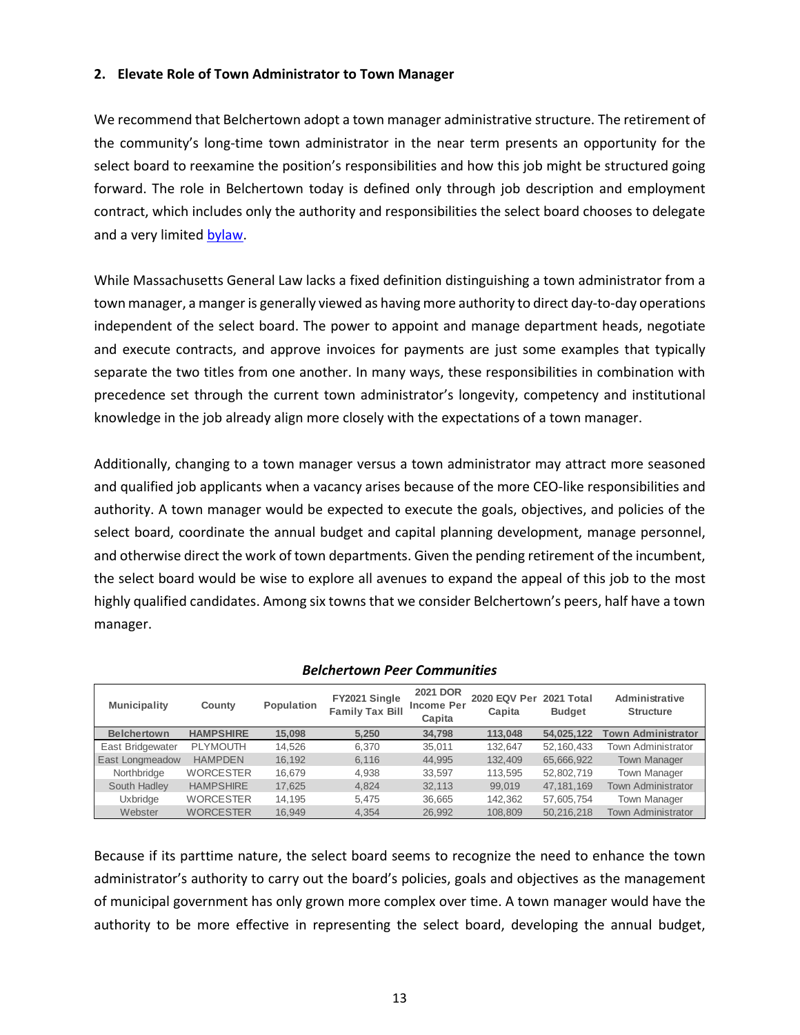### 2. Elevate Role of Town Administrator to Town Manager

We recommend that Belchertown adopt a town manager administrative structure. The retirement of the community's long-time town administrator in the near term presents an opportunity for the select board to reexamine the position's responsibilities and how this job might be structured going forward. The role in Belchertown today is defined only through job description and employment contract, which includes only the authority and responsibilities the select board chooses to delegate and a very limited bylaw.

While Massachusetts General Law lacks a fixed definition distinguishing a town administrator from a town manager, a manger is generally viewed as having more authority to direct day-to-day operations independent of the select board. The power to appoint and manage department heads, negotiate and execute contracts, and approve invoices for payments are just some examples that typically separate the two titles from one another. In many ways, these responsibilities in combination with precedence set through the current town administrator's longevity, competency and institutional knowledge in the job already align more closely with the expectations of a town manager.

Additionally, changing to a town manager versus a town administrator may attract more seasoned and qualified job applicants when a vacancy arises because of the more CEO-like responsibilities and authority. A town manager would be expected to execute the goals, objectives, and policies of the select board, coordinate the annual budget and capital planning development, manage personnel, and otherwise direct the work of town departments. Given the pending retirement of the incumbent, the select board would be wise to explore all avenues to expand the appeal of this job to the most highly qualified candidates. Among six towns that we consider Belchertown's peers, half have a town manager.

***Belchertown Peer Communities***

| Municipality | County | Population | FY2021 Single Family Tax Bill | 2021 DOR Income Per Capita | 2020 EQV Per Capita | 2021 Total Budget | Administrative Structure |
|---|---|---|---|---|---|---|---|
| **Belchertown** | **HAMPSHIRE** | **15,098** | **5,250** | **34,798** | **113,048** | **54,025,122** | **Town Administrator** |
| East Bridgewater | PLYMOUTH | 14,526 | 6,370 | 35,011 | 132,647 | 52,160,433 | Town Administrator |
| East Longmeadow | HAMPDEN | 16,192 | 6,116 | 44,995 | 132,409 | 65,666,922 | Town Manager |
| Northbridge | WORCESTER | 16,679 | 4,938 | 33,597 | 113,595 | 52,802,719 | Town Manager |
| South Hadley | HAMPSHIRE | 17,625 | 4,824 | 32,113 | 99,019 | 47,181,169 | Town Administrator |
| Uxbridge | WORCESTER | 14,195 | 5,475 | 36,665 | 142,362 | 57,605,754 | Town Manager |
| Webster | WORCESTER | 16,949 | 4,354 | 26,992 | 108,809 | 50,216,218 | Town Administrator |

Because if its parttime nature, the select board seems to recognize the need to enhance the town administrator's authority to carry out the board's policies, goals and objectives as the management of municipal government has only grown more complex over time. A town manager would have the authority to be more effective in representing the select board, developing the annual budget,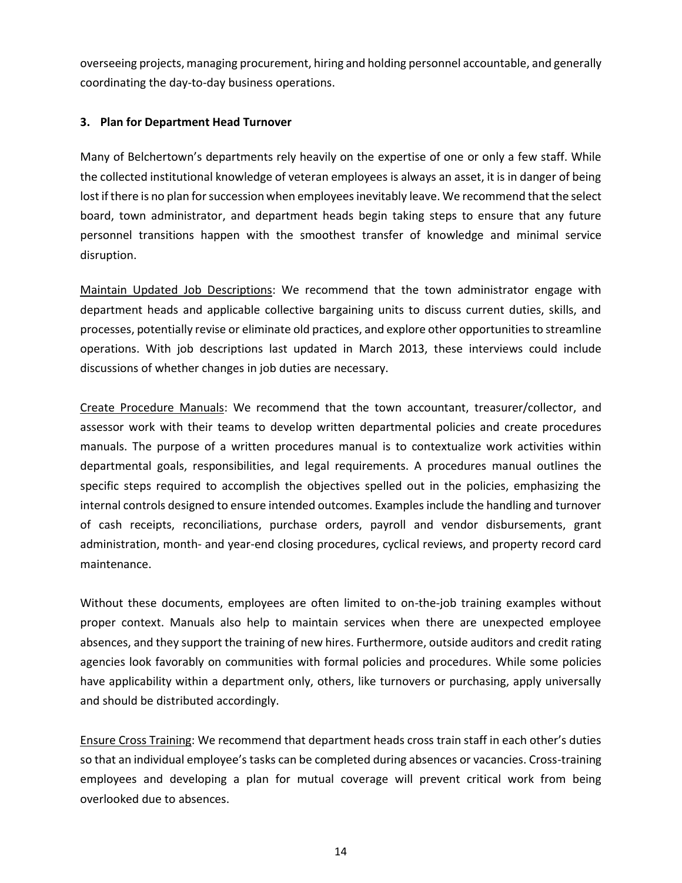overseeing projects, managing procurement, hiring and holding personnel accountable, and generally coordinating the day-to-day business operations.

### 3. Plan for Department Head Turnover

Many of Belchertown's departments rely heavily on the expertise of one or only a few staff. While the collected institutional knowledge of veteran employees is always an asset, it is in danger of being lost if there is no plan for succession when employees inevitably leave. We recommend that the select board, town administrator, and department heads begin taking steps to ensure that any future personnel transitions happen with the smoothest transfer of knowledge and minimal service disruption.

Maintain Updated Job Descriptions: We recommend that the town administrator engage with department heads and applicable collective bargaining units to discuss current duties, skills, and processes, potentially revise or eliminate old practices, and explore other opportunities to streamline operations. With job descriptions last updated in March 2013, these interviews could include discussions of whether changes in job duties are necessary.

Create Procedure Manuals: We recommend that the town accountant, treasurer/collector, and assessor work with their teams to develop written departmental policies and create procedures manuals. The purpose of a written procedures manual is to contextualize work activities within departmental goals, responsibilities, and legal requirements. A procedures manual outlines the specific steps required to accomplish the objectives spelled out in the policies, emphasizing the internal controls designed to ensure intended outcomes. Examples include the handling and turnover of cash receipts, reconciliations, purchase orders, payroll and vendor disbursements, grant administration, month- and year-end closing procedures, cyclical reviews, and property record card maintenance.

Without these documents, employees are often limited to on-the-job training examples without proper context. Manuals also help to maintain services when there are unexpected employee absences, and they support the training of new hires. Furthermore, outside auditors and credit rating agencies look favorably on communities with formal policies and procedures. While some policies have applicability within a department only, others, like turnovers or purchasing, apply universally and should be distributed accordingly.

Ensure Cross Training: We recommend that department heads cross train staff in each other's duties so that an individual employee's tasks can be completed during absences or vacancies. Cross-training employees and developing a plan for mutual coverage will prevent critical work from being overlooked due to absences.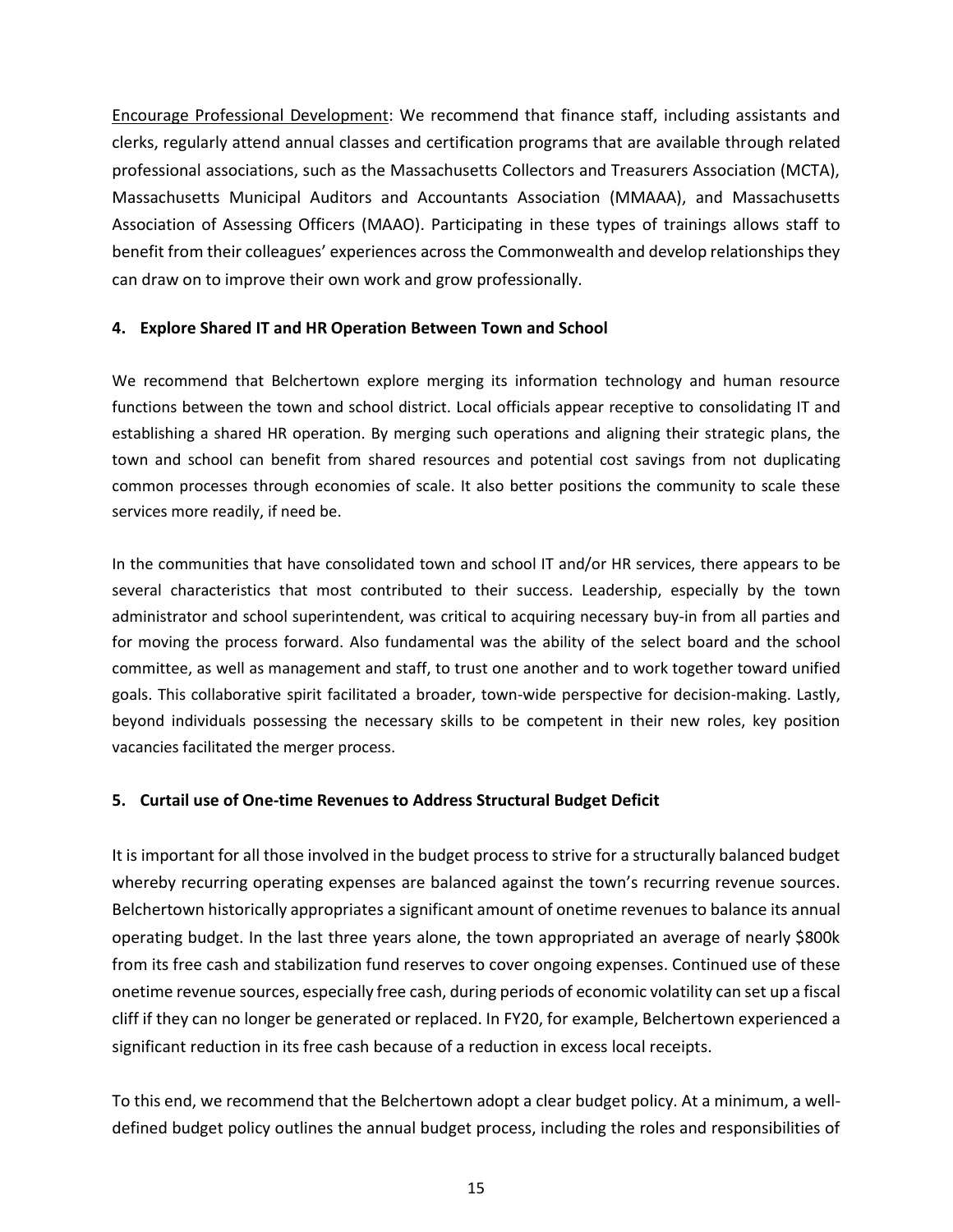Encourage Professional Development: We recommend that finance staff, including assistants and clerks, regularly attend annual classes and certification programs that are available through related professional associations, such as the Massachusetts Collectors and Treasurers Association (MCTA), Massachusetts Municipal Auditors and Accountants Association (MMAAA), and Massachusetts Association of Assessing Officers (MAAO). Participating in these types of trainings allows staff to benefit from their colleagues' experiences across the Commonwealth and develop relationships they can draw on to improve their own work and grow professionally.

### 4. Explore Shared IT and HR Operation Between Town and School

We recommend that Belchertown explore merging its information technology and human resource functions between the town and school district. Local officials appear receptive to consolidating IT and establishing a shared HR operation. By merging such operations and aligning their strategic plans, the town and school can benefit from shared resources and potential cost savings from not duplicating common processes through economies of scale. It also better positions the community to scale these services more readily, if need be.

In the communities that have consolidated town and school IT and/or HR services, there appears to be several characteristics that most contributed to their success. Leadership, especially by the town administrator and school superintendent, was critical to acquiring necessary buy-in from all parties and for moving the process forward. Also fundamental was the ability of the select board and the school committee, as well as management and staff, to trust one another and to work together toward unified goals. This collaborative spirit facilitated a broader, town-wide perspective for decision-making. Lastly, beyond individuals possessing the necessary skills to be competent in their new roles, key position vacancies facilitated the merger process.

### 5. Curtail use of One-time Revenues to Address Structural Budget Deficit

It is important for all those involved in the budget process to strive for a structurally balanced budget whereby recurring operating expenses are balanced against the town's recurring revenue sources. Belchertown historically appropriates a significant amount of onetime revenues to balance its annual operating budget. In the last three years alone, the town appropriated an average of nearly $800k from its free cash and stabilization fund reserves to cover ongoing expenses. Continued use of these onetime revenue sources, especially free cash, during periods of economic volatility can set up a fiscal cliff if they can no longer be generated or replaced. In FY20, for example, Belchertown experienced a significant reduction in its free cash because of a reduction in excess local receipts.

To this end, we recommend that the Belchertown adopt a clear budget policy. At a minimum, a well-defined budget policy outlines the annual budget process, including the roles and responsibilities of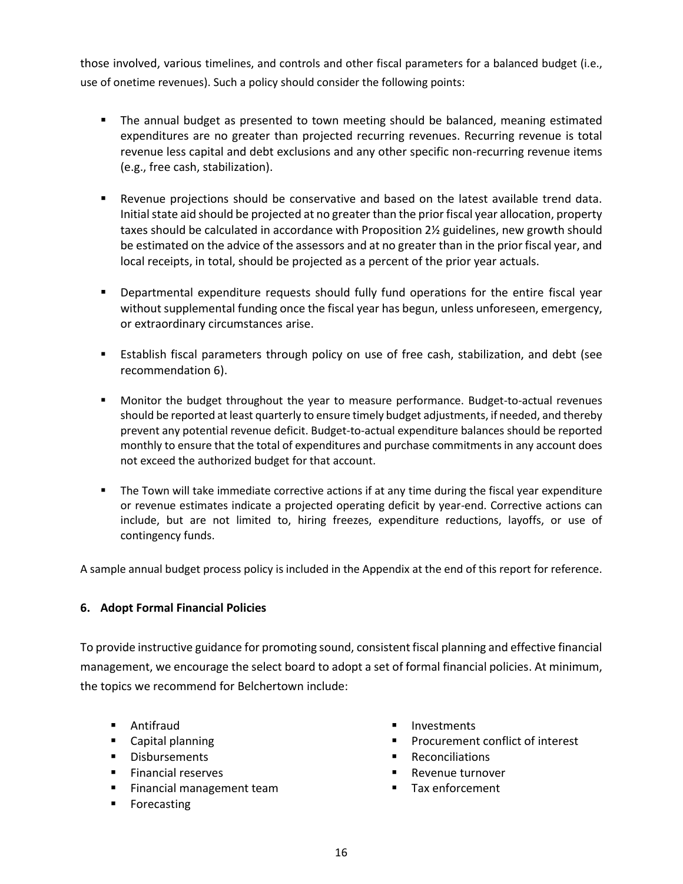those involved, various timelines, and controls and other fiscal parameters for a balanced budget (i.e., use of onetime revenues). Such a policy should consider the following points:

- The annual budget as presented to town meeting should be balanced, meaning estimated expenditures are no greater than projected recurring revenues. Recurring revenue is total revenue less capital and debt exclusions and any other specific non-recurring revenue items (e.g., free cash, stabilization).
- Revenue projections should be conservative and based on the latest available trend data. Initial state aid should be projected at no greater than the prior fiscal year allocation, property taxes should be calculated in accordance with Proposition 2½ guidelines, new growth should be estimated on the advice of the assessors and at no greater than in the prior fiscal year, and local receipts, in total, should be projected as a percent of the prior year actuals.
- Departmental expenditure requests should fully fund operations for the entire fiscal year without supplemental funding once the fiscal year has begun, unless unforeseen, emergency, or extraordinary circumstances arise.
- Establish fiscal parameters through policy on use of free cash, stabilization, and debt (see recommendation 6).
- Monitor the budget throughout the year to measure performance. Budget-to-actual revenues should be reported at least quarterly to ensure timely budget adjustments, if needed, and thereby prevent any potential revenue deficit. Budget-to-actual expenditure balances should be reported monthly to ensure that the total of expenditures and purchase commitments in any account does not exceed the authorized budget for that account.
- The Town will take immediate corrective actions if at any time during the fiscal year expenditure or revenue estimates indicate a projected operating deficit by year-end. Corrective actions can include, but are not limited to, hiring freezes, expenditure reductions, layoffs, or use of contingency funds.

A sample annual budget process policy is included in the Appendix at the end of this report for reference.

### 6. Adopt Formal Financial Policies

To provide instructive guidance for promoting sound, consistent fiscal planning and effective financial management, we encourage the select board to adopt a set of formal financial policies. At minimum, the topics we recommend for Belchertown include:

- Antifraud
- Capital planning
- Disbursements
- Financial reserves
- Financial management team
- Forecasting
- Investments
- Procurement conflict of interest
- Reconciliations
- Revenue turnover
- Tax enforcement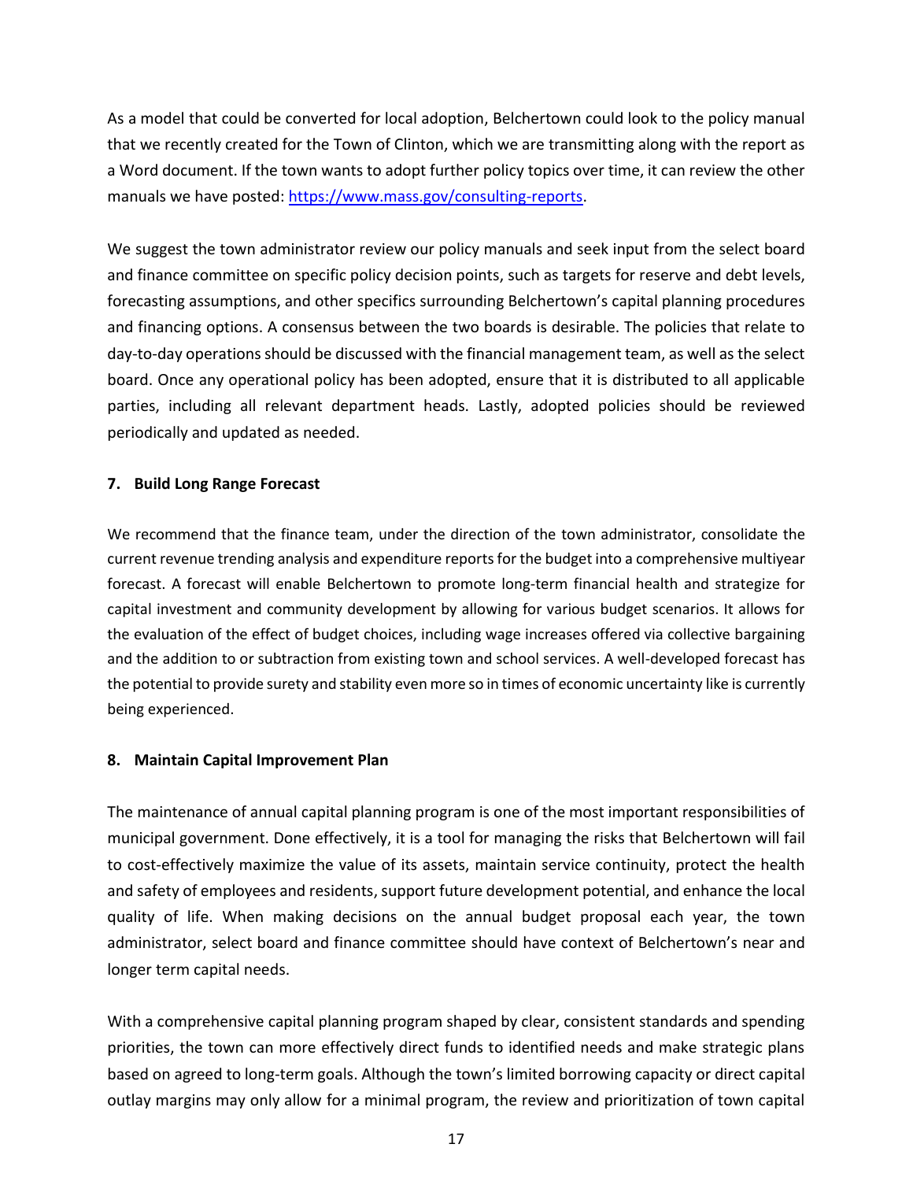As a model that could be converted for local adoption, Belchertown could look to the policy manual that we recently created for the Town of Clinton, which we are transmitting along with the report as a Word document. If the town wants to adopt further policy topics over time, it can review the other manuals we have posted: [https://www.mass.gov/consulting-reports](https://www.mass.gov/consulting-reports).

We suggest the town administrator review our policy manuals and seek input from the select board and finance committee on specific policy decision points, such as targets for reserve and debt levels, forecasting assumptions, and other specifics surrounding Belchertown's capital planning procedures and financing options. A consensus between the two boards is desirable. The policies that relate to day-to-day operations should be discussed with the financial management team, as well as the select board. Once any operational policy has been adopted, ensure that it is distributed to all applicable parties, including all relevant department heads. Lastly, adopted policies should be reviewed periodically and updated as needed.

**7. Build Long Range Forecast**

We recommend that the finance team, under the direction of the town administrator, consolidate the current revenue trending analysis and expenditure reports for the budget into a comprehensive multiyear forecast. A forecast will enable Belchertown to promote long-term financial health and strategize for capital investment and community development by allowing for various budget scenarios. It allows for the evaluation of the effect of budget choices, including wage increases offered via collective bargaining and the addition to or subtraction from existing town and school services. A well-developed forecast has the potential to provide surety and stability even more so in times of economic uncertainty like is currently being experienced.

**8. Maintain Capital Improvement Plan**

The maintenance of annual capital planning program is one of the most important responsibilities of municipal government. Done effectively, it is a tool for managing the risks that Belchertown will fail to cost-effectively maximize the value of its assets, maintain service continuity, protect the health and safety of employees and residents, support future development potential, and enhance the local quality of life. When making decisions on the annual budget proposal each year, the town administrator, select board and finance committee should have context of Belchertown's near and longer term capital needs.

With a comprehensive capital planning program shaped by clear, consistent standards and spending priorities, the town can more effectively direct funds to identified needs and make strategic plans based on agreed to long-term goals. Although the town's limited borrowing capacity or direct capital outlay margins may only allow for a minimal program, the review and prioritization of town capital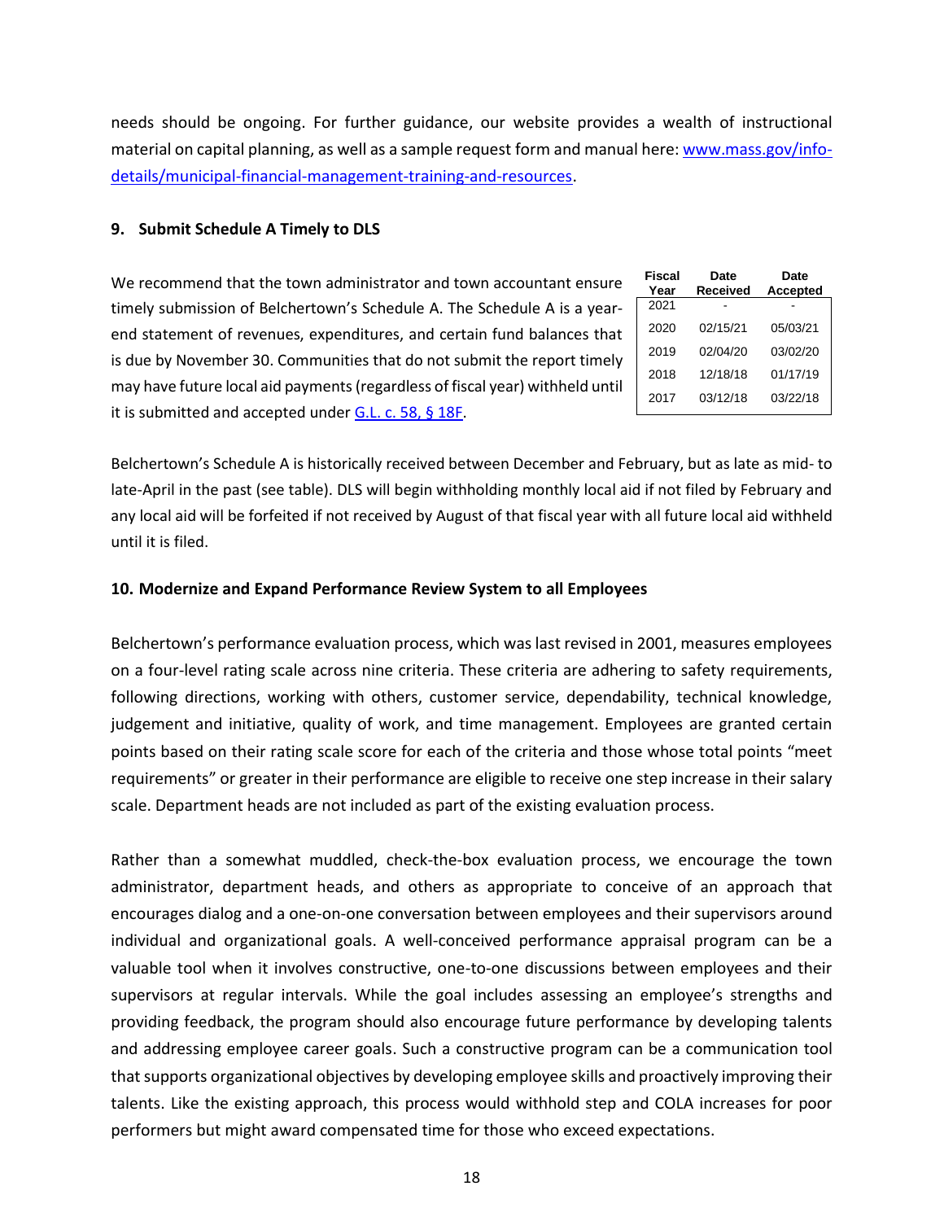needs should be ongoing. For further guidance, our website provides a wealth of instructional material on capital planning, as well as a sample request form and manual here: [www.mass.gov/info-details/municipal-financial-management-training-and-resources](www.mass.gov/info-details/municipal-financial-management-training-and-resources).

### 9. Submit Schedule A Timely to DLS

We recommend that the town administrator and town accountant ensure timely submission of Belchertown's Schedule A. The Schedule A is a year-end statement of revenues, expenditures, and certain fund balances that is due by November 30. Communities that do not submit the report timely may have future local aid payments (regardless of fiscal year) withheld until it is submitted and accepted under [G.L. c. 58, § 18F](G.L. c. 58, § 18F).

| Fiscal Year | Date Received | Date Accepted |
|---|---|---|
| 2021 | - | - |
| 2020 | 02/15/21 | 05/03/21 |
| 2019 | 02/04/20 | 03/02/20 |
| 2018 | 12/18/18 | 01/17/19 |
| 2017 | 03/12/18 | 03/22/18 |

Belchertown's Schedule A is historically received between December and February, but as late as mid- to late-April in the past (see table). DLS will begin withholding monthly local aid if not filed by February and any local aid will be forfeited if not received by August of that fiscal year with all future local aid withheld until it is filed.

### 10. Modernize and Expand Performance Review System to all Employees

Belchertown's performance evaluation process, which was last revised in 2001, measures employees on a four-level rating scale across nine criteria. These criteria are adhering to safety requirements, following directions, working with others, customer service, dependability, technical knowledge, judgement and initiative, quality of work, and time management. Employees are granted certain points based on their rating scale score for each of the criteria and those whose total points "meet requirements" or greater in their performance are eligible to receive one step increase in their salary scale. Department heads are not included as part of the existing evaluation process.

Rather than a somewhat muddled, check-the-box evaluation process, we encourage the town administrator, department heads, and others as appropriate to conceive of an approach that encourages dialog and a one-on-one conversation between employees and their supervisors around individual and organizational goals. A well-conceived performance appraisal program can be a valuable tool when it involves constructive, one-to-one discussions between employees and their supervisors at regular intervals. While the goal includes assessing an employee's strengths and providing feedback, the program should also encourage future performance by developing talents and addressing employee career goals. Such a constructive program can be a communication tool that supports organizational objectives by developing employee skills and proactively improving their talents. Like the existing approach, this process would withhold step and COLA increases for poor performers but might award compensated time for those who exceed expectations.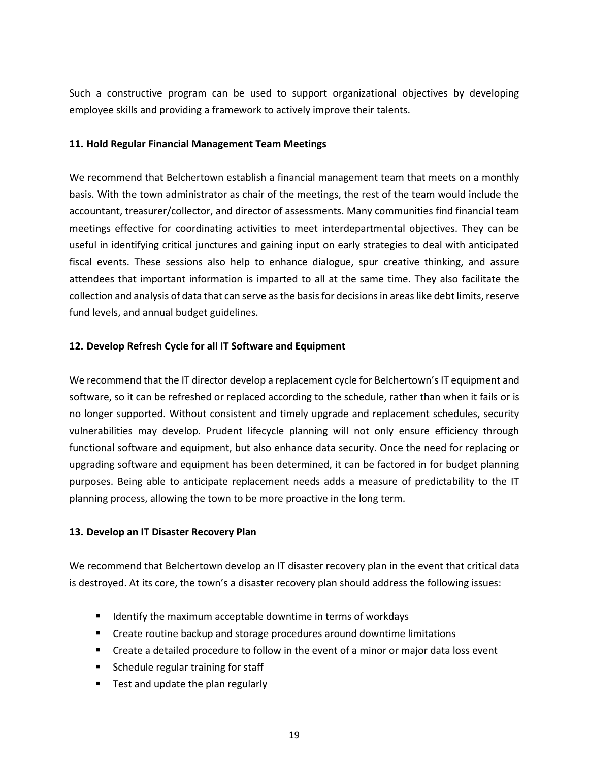Such a constructive program can be used to support organizational objectives by developing employee skills and providing a framework to actively improve their talents.

**11. Hold Regular Financial Management Team Meetings**

We recommend that Belchertown establish a financial management team that meets on a monthly basis. With the town administrator as chair of the meetings, the rest of the team would include the accountant, treasurer/collector, and director of assessments. Many communities find financial team meetings effective for coordinating activities to meet interdepartmental objectives. They can be useful in identifying critical junctures and gaining input on early strategies to deal with anticipated fiscal events. These sessions also help to enhance dialogue, spur creative thinking, and assure attendees that important information is imparted to all at the same time. They also facilitate the collection and analysis of data that can serve as the basis for decisions in areas like debt limits, reserve fund levels, and annual budget guidelines.

**12. Develop Refresh Cycle for all IT Software and Equipment**

We recommend that the IT director develop a replacement cycle for Belchertown's IT equipment and software, so it can be refreshed or replaced according to the schedule, rather than when it fails or is no longer supported. Without consistent and timely upgrade and replacement schedules, security vulnerabilities may develop. Prudent lifecycle planning will not only ensure efficiency through functional software and equipment, but also enhance data security. Once the need for replacing or upgrading software and equipment has been determined, it can be factored in for budget planning purposes. Being able to anticipate replacement needs adds a measure of predictability to the IT planning process, allowing the town to be more proactive in the long term.

**13. Develop an IT Disaster Recovery Plan**

We recommend that Belchertown develop an IT disaster recovery plan in the event that critical data is destroyed. At its core, the town's a disaster recovery plan should address the following issues:

- Identify the maximum acceptable downtime in terms of workdays
- Create routine backup and storage procedures around downtime limitations
- Create a detailed procedure to follow in the event of a minor or major data loss event
- Schedule regular training for staff
- Test and update the plan regularly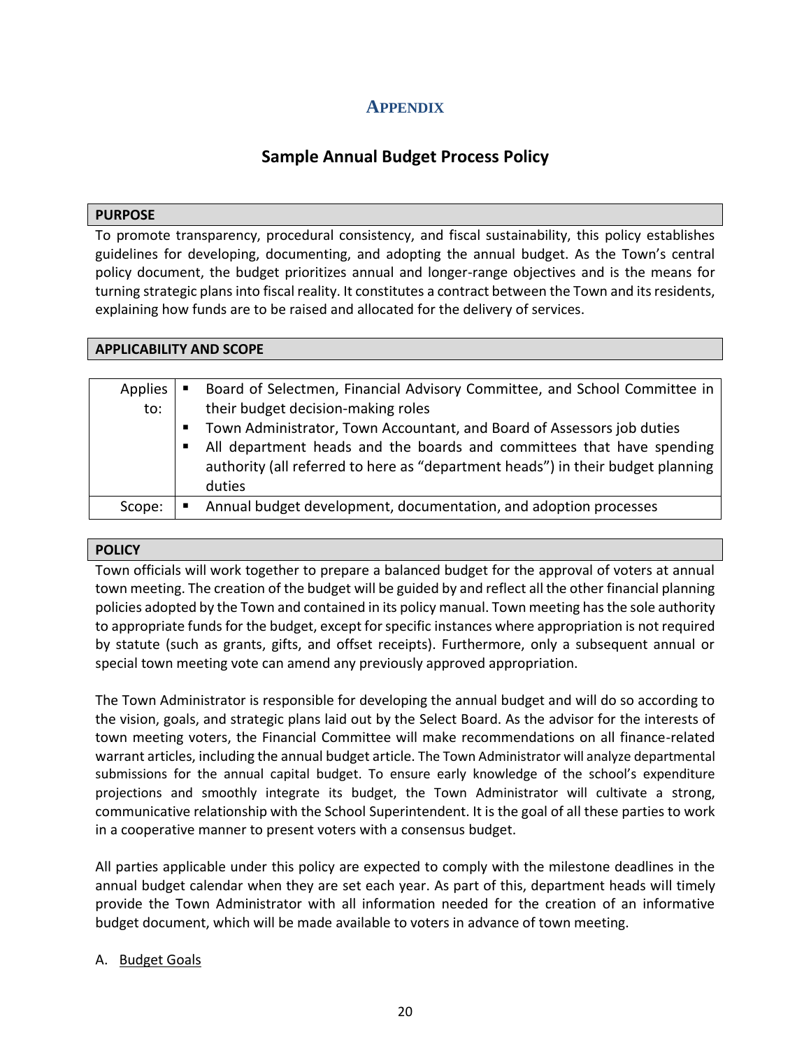# APPENDIX

## Sample Annual Budget Process Policy

**PURPOSE**

To promote transparency, procedural consistency, and fiscal sustainability, this policy establishes guidelines for developing, documenting, and adopting the annual budget. As the Town's central policy document, the budget prioritizes annual and longer-range objectives and is the means for turning strategic plans into fiscal reality. It constitutes a contract between the Town and its residents, explaining how funds are to be raised and allocated for the delivery of services.

**APPLICABILITY AND SCOPE**

| | |
|---|---|
| Applies to: | ▪ Board of Selectmen, Financial Advisory Committee, and School Committee in their budget decision-making roles<br>▪ Town Administrator, Town Accountant, and Board of Assessors job duties<br>▪ All department heads and the boards and committees that have spending authority (all referred to here as "department heads") in their budget planning duties |
| Scope: | ▪ Annual budget development, documentation, and adoption processes |

**POLICY**

Town officials will work together to prepare a balanced budget for the approval of voters at annual town meeting. The creation of the budget will be guided by and reflect all the other financial planning policies adopted by the Town and contained in its policy manual. Town meeting has the sole authority to appropriate funds for the budget, except for specific instances where appropriation is not required by statute (such as grants, gifts, and offset receipts). Furthermore, only a subsequent annual or special town meeting vote can amend any previously approved appropriation.

The Town Administrator is responsible for developing the annual budget and will do so according to the vision, goals, and strategic plans laid out by the Select Board. As the advisor for the interests of town meeting voters, the Financial Committee will make recommendations on all finance-related warrant articles, including the annual budget article. The Town Administrator will analyze departmental submissions for the annual capital budget. To ensure early knowledge of the school's expenditure projections and smoothly integrate its budget, the Town Administrator will cultivate a strong, communicative relationship with the School Superintendent. It is the goal of all these parties to work in a cooperative manner to present voters with a consensus budget.

All parties applicable under this policy are expected to comply with the milestone deadlines in the annual budget calendar when they are set each year. As part of this, department heads will timely provide the Town Administrator with all information needed for the creation of an informative budget document, which will be made available to voters in advance of town meeting.

A. Budget Goals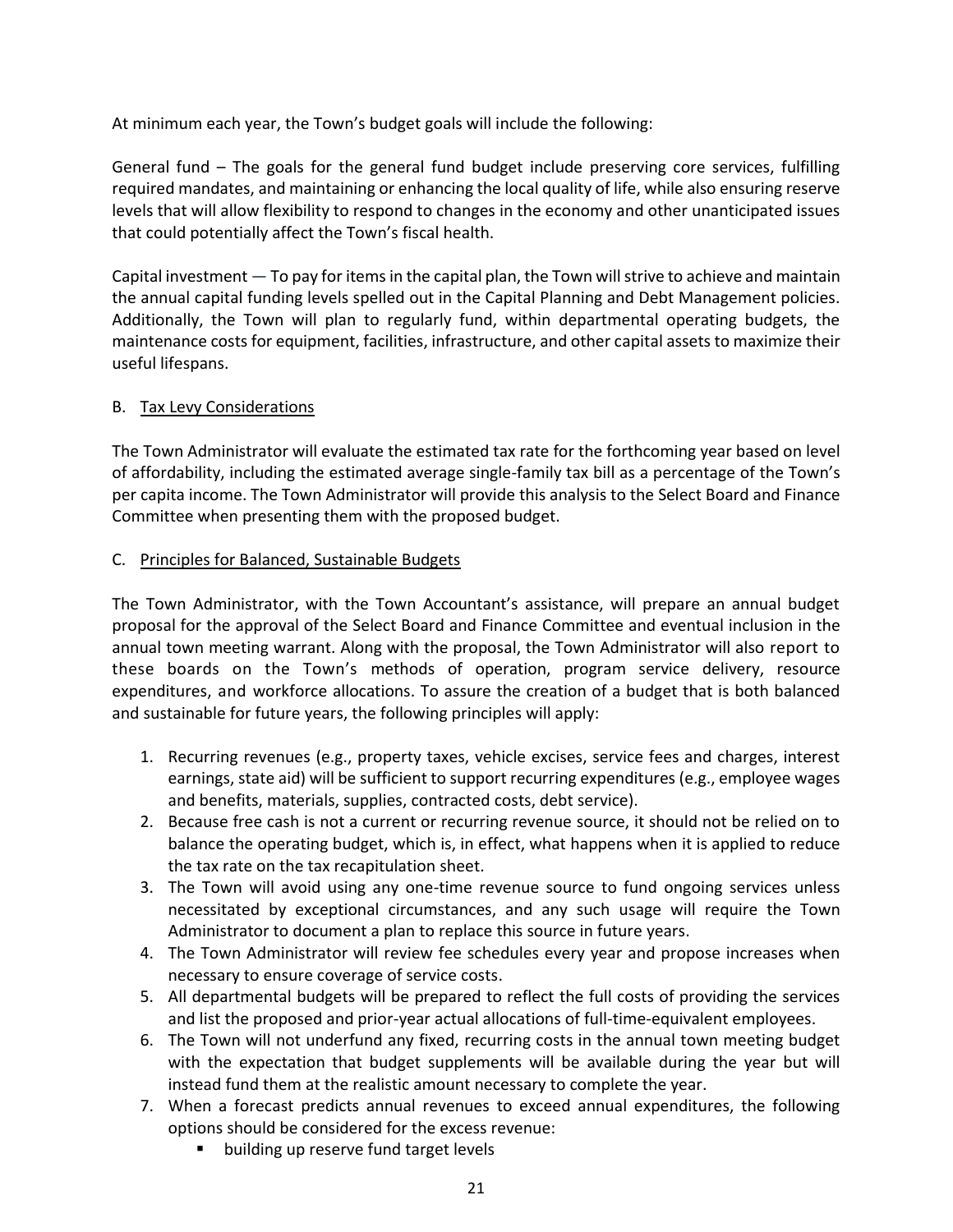At minimum each year, the Town's budget goals will include the following:

General fund – The goals for the general fund budget include preserving core services, fulfilling required mandates, and maintaining or enhancing the local quality of life, while also ensuring reserve levels that will allow flexibility to respond to changes in the economy and other unanticipated issues that could potentially affect the Town's fiscal health.

Capital investment — To pay for items in the capital plan, the Town will strive to achieve and maintain the annual capital funding levels spelled out in the Capital Planning and Debt Management policies. Additionally, the Town will plan to regularly fund, within departmental operating budgets, the maintenance costs for equipment, facilities, infrastructure, and other capital assets to maximize their useful lifespans.

B. Tax Levy Considerations

The Town Administrator will evaluate the estimated tax rate for the forthcoming year based on level of affordability, including the estimated average single-family tax bill as a percentage of the Town's per capita income. The Town Administrator will provide this analysis to the Select Board and Finance Committee when presenting them with the proposed budget.

C. Principles for Balanced, Sustainable Budgets

The Town Administrator, with the Town Accountant's assistance, will prepare an annual budget proposal for the approval of the Select Board and Finance Committee and eventual inclusion in the annual town meeting warrant. Along with the proposal, the Town Administrator will also report to these boards on the Town's methods of operation, program service delivery, resource expenditures, and workforce allocations. To assure the creation of a budget that is both balanced and sustainable for future years, the following principles will apply:

1. Recurring revenues (e.g., property taxes, vehicle excises, service fees and charges, interest earnings, state aid) will be sufficient to support recurring expenditures (e.g., employee wages and benefits, materials, supplies, contracted costs, debt service).
2. Because free cash is not a current or recurring revenue source, it should not be relied on to balance the operating budget, which is, in effect, what happens when it is applied to reduce the tax rate on the tax recapitulation sheet.
3. The Town will avoid using any one-time revenue source to fund ongoing services unless necessitated by exceptional circumstances, and any such usage will require the Town Administrator to document a plan to replace this source in future years.
4. The Town Administrator will review fee schedules every year and propose increases when necessary to ensure coverage of service costs.
5. All departmental budgets will be prepared to reflect the full costs of providing the services and list the proposed and prior-year actual allocations of full-time-equivalent employees.
6. The Town will not underfund any fixed, recurring costs in the annual town meeting budget with the expectation that budget supplements will be available during the year but will instead fund them at the realistic amount necessary to complete the year.
7. When a forecast predicts annual revenues to exceed annual expenditures, the following options should be considered for the excess revenue:
   - building up reserve fund target levels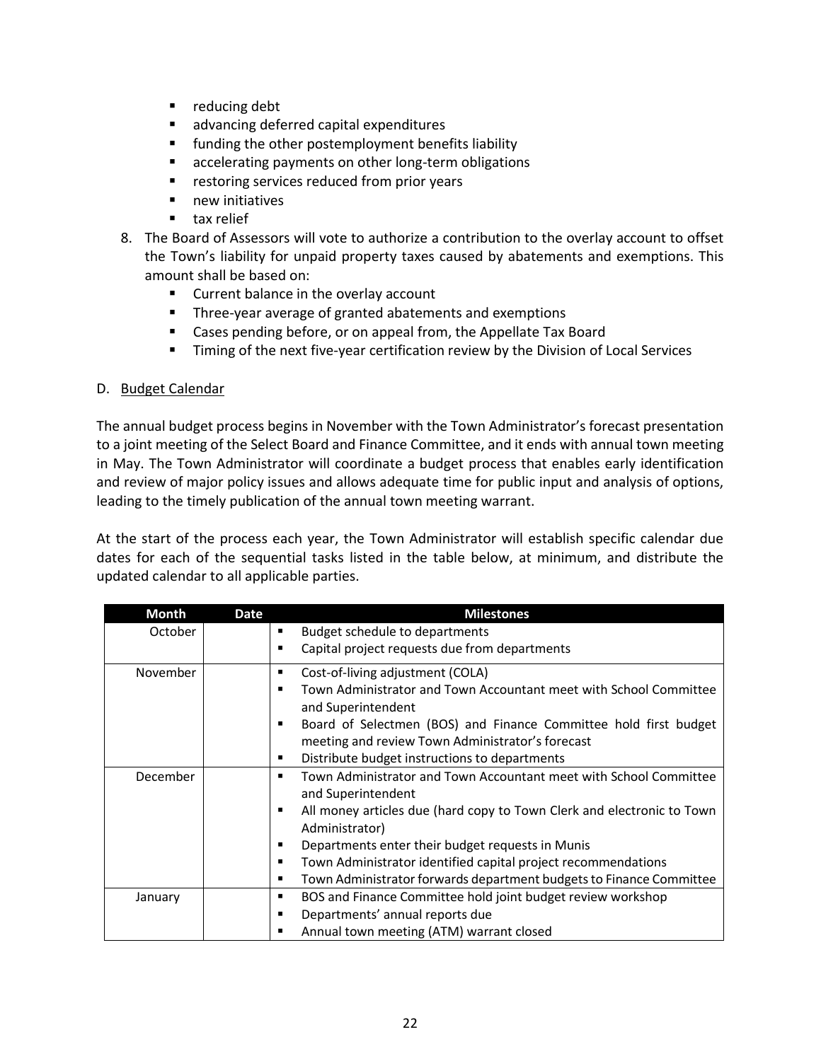- reducing debt
- advancing deferred capital expenditures
- funding the other postemployment benefits liability
- accelerating payments on other long-term obligations
- restoring services reduced from prior years
- new initiatives
- tax relief

8. The Board of Assessors will vote to authorize a contribution to the overlay account to offset the Town's liability for unpaid property taxes caused by abatements and exemptions. This amount shall be based on:
   - Current balance in the overlay account
   - Three-year average of granted abatements and exemptions
   - Cases pending before, or on appeal from, the Appellate Tax Board
   - Timing of the next five-year certification review by the Division of Local Services

D. Budget Calendar

The annual budget process begins in November with the Town Administrator's forecast presentation to a joint meeting of the Select Board and Finance Committee, and it ends with annual town meeting in May. The Town Administrator will coordinate a budget process that enables early identification and review of major policy issues and allows adequate time for public input and analysis of options, leading to the timely publication of the annual town meeting warrant.

At the start of the process each year, the Town Administrator will establish specific calendar due dates for each of the sequential tasks listed in the table below, at minimum, and distribute the updated calendar to all applicable parties.

| Month | Date | Milestones |
|---|---|---|
| October | | ▪ Budget schedule to departments<br>▪ Capital project requests due from departments |
| November | | ▪ Cost-of-living adjustment (COLA)<br>▪ Town Administrator and Town Accountant meet with School Committee and Superintendent<br>▪ Board of Selectmen (BOS) and Finance Committee hold first budget meeting and review Town Administrator's forecast<br>▪ Distribute budget instructions to departments |
| December | | ▪ Town Administrator and Town Accountant meet with School Committee and Superintendent<br>▪ All money articles due (hard copy to Town Clerk and electronic to Town Administrator)<br>▪ Departments enter their budget requests in Munis<br>▪ Town Administrator identified capital project recommendations<br>▪ Town Administrator forwards department budgets to Finance Committee |
| January | | ▪ BOS and Finance Committee hold joint budget review workshop<br>▪ Departments' annual reports due<br>▪ Annual town meeting (ATM) warrant closed |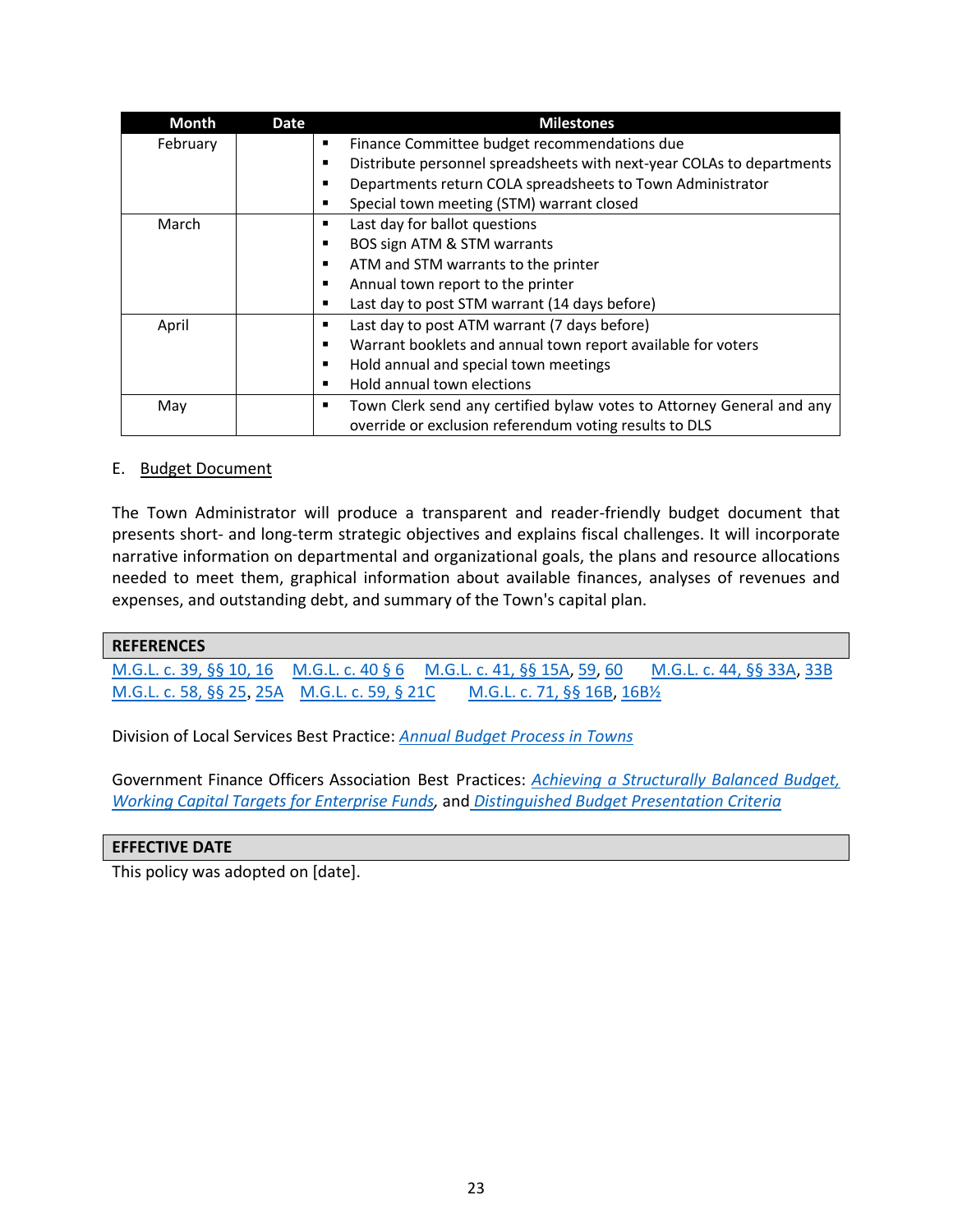| Month | Date | Milestones |
|---|---|---|
| February | | ▪ Finance Committee budget recommendations due<br>▪ Distribute personnel spreadsheets with next-year COLAs to departments<br>▪ Departments return COLA spreadsheets to Town Administrator<br>▪ Special town meeting (STM) warrant closed |
| March | | ▪ Last day for ballot questions<br>▪ BOS sign ATM & STM warrants<br>▪ ATM and STM warrants to the printer<br>▪ Annual town report to the printer<br>▪ Last day to post STM warrant (14 days before) |
| April | | ▪ Last day to post ATM warrant (7 days before)<br>▪ Warrant booklets and annual town report available for voters<br>▪ Hold annual and special town meetings<br>▪ Hold annual town elections |
| May | | ▪ Town Clerk send any certified bylaw votes to Attorney General and any override or exclusion referendum voting results to DLS |

E. Budget Document

The Town Administrator will produce a transparent and reader-friendly budget document that presents short- and long-term strategic objectives and explains fiscal challenges. It will incorporate narrative information on departmental and organizational goals, the plans and resource allocations needed to meet them, graphical information about available finances, analyses of revenues and expenses, and outstanding debt, and summary of the Town's capital plan.

## REFERENCES

M.G.L. c. 39, §§ 10, 16 M.G.L. c. 40 § 6 M.G.L. c. 41, §§ 15A, 59, 60 M.G.L. c. 44, §§ 33A, 33B
M.G.L. c. 58, §§ 25, 25A M.G.L. c. 59, § 21C M.G.L. c. 71, §§ 16B, 16B½

Division of Local Services Best Practice: *Annual Budget Process in Towns*

Government Finance Officers Association Best Practices: *Achieving a Structurally Balanced Budget*, *Working Capital Targets for Enterprise Funds*, and *Distinguished Budget Presentation Criteria*

## EFFECTIVE DATE

This policy was adopted on [date].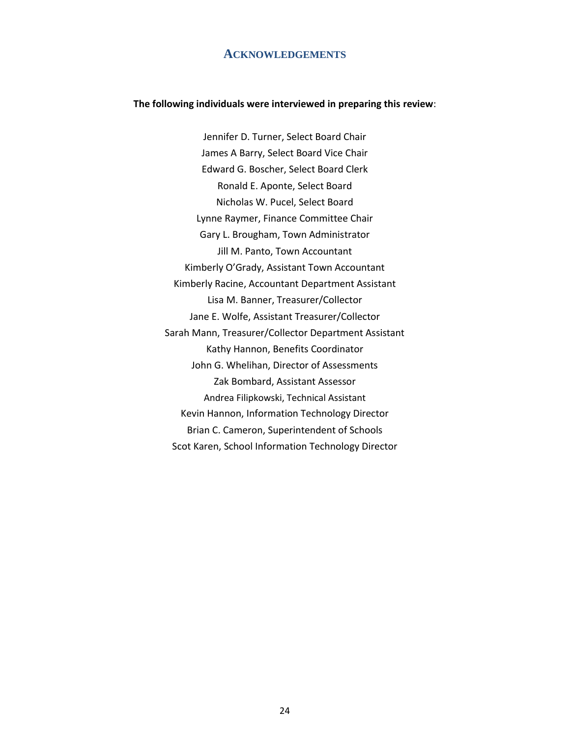## Acknowledgements

**The following individuals were interviewed in preparing this review**:

Jennifer D. Turner, Select Board Chair
James A Barry, Select Board Vice Chair
Edward G. Boscher, Select Board Clerk
Ronald E. Aponte, Select Board
Nicholas W. Pucel, Select Board
Lynne Raymer, Finance Committee Chair
Gary L. Brougham, Town Administrator
Jill M. Panto, Town Accountant
Kimberly O'Grady, Assistant Town Accountant
Kimberly Racine, Accountant Department Assistant
Lisa M. Banner, Treasurer/Collector
Jane E. Wolfe, Assistant Treasurer/Collector
Sarah Mann, Treasurer/Collector Department Assistant
Kathy Hannon, Benefits Coordinator
John G. Whelihan, Director of Assessments
Zak Bombard, Assistant Assessor
Andrea Filipkowski, Technical Assistant
Kevin Hannon, Information Technology Director
Brian C. Cameron, Superintendent of Schools
Scot Karen, School Information Technology Director